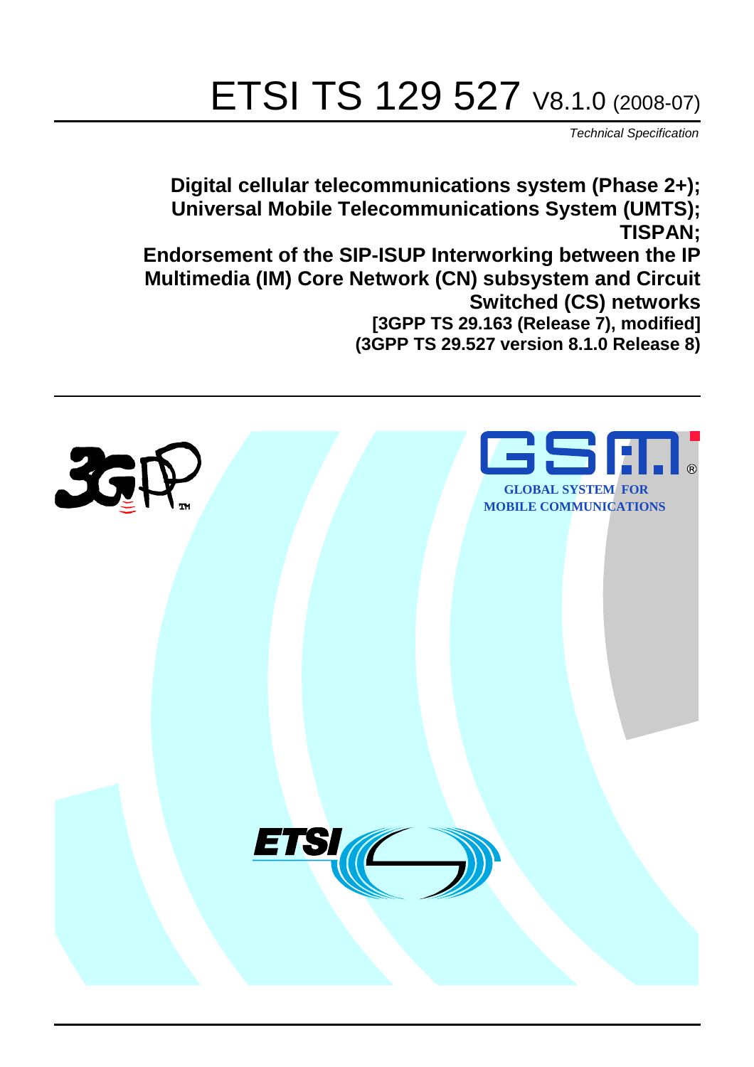# ETSI TS 129 527 V8.1.0 (2008-07)

*Technical Specification*

**Digital cellular telecommunications system (Phase 2+); Universal Mobile Telecommunications System (UMTS); TISPAN; Endorsement of the SIP-ISUP Interworking between the IP Multimedia (IM) Core Network (CN) subsystem and Circuit Switched (CS) networks**
**[3GPP TS 29.163 (Release 7), modified]**
**(3GPP TS 29.527 version 8.1.0 Release 8)**

GLOBAL SYSTEM FOR MOBILE COMMUNICATIONS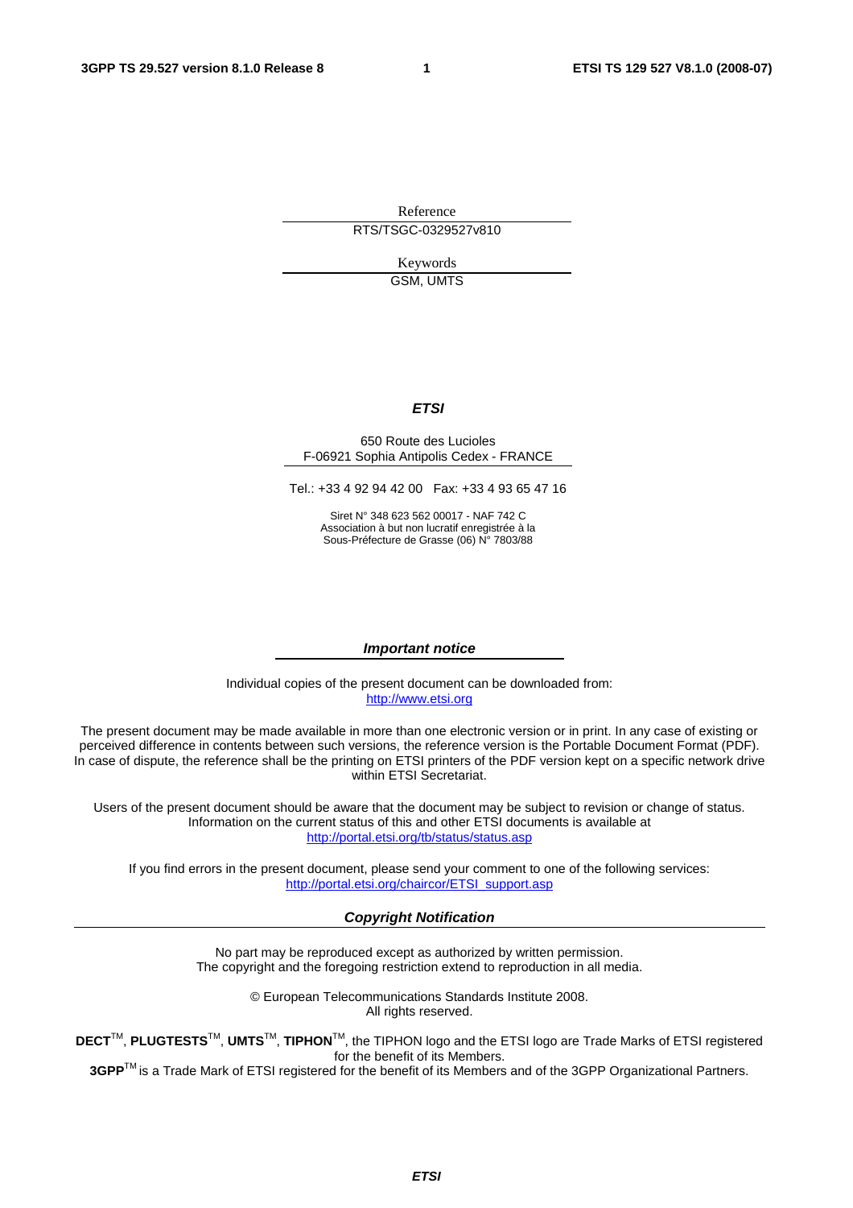Reference

RTS/TSGC-0329527v810

Keywords

GSM, UMTS

***ETSI***

650 Route des Lucioles
F-06921 Sophia Antipolis Cedex - FRANCE

Tel.: +33 4 92 94 42 00 Fax: +33 4 93 65 47 16

Siret N° 348 623 562 00017 - NAF 742 C
Association à but non lucratif enregistrée à la
Sous-Préfecture de Grasse (06) N° 7803/88

***Important notice***

Individual copies of the present document can be downloaded from:
http://www.etsi.org

The present document may be made available in more than one electronic version or in print. In any case of existing or perceived difference in contents between such versions, the reference version is the Portable Document Format (PDF). In case of dispute, the reference shall be the printing on ETSI printers of the PDF version kept on a specific network drive within ETSI Secretariat.

Users of the present document should be aware that the document may be subject to revision or change of status. Information on the current status of this and other ETSI documents is available at
http://portal.etsi.org/tb/status/status.asp

If you find errors in the present document, please send your comment to one of the following services:
http://portal.etsi.org/chaircor/ETSI_support.asp

***Copyright Notification***

No part may be reproduced except as authorized by written permission.
The copyright and the foregoing restriction extend to reproduction in all media.

© European Telecommunications Standards Institute 2008.
All rights reserved.

**DECT**TM, **PLUGTESTS**TM, **UMTS**TM, **TIPHON**TM, the TIPHON logo and the ETSI logo are Trade Marks of ETSI registered for the benefit of its Members.
**3GPP**TM is a Trade Mark of ETSI registered for the benefit of its Members and of the 3GPP Organizational Partners.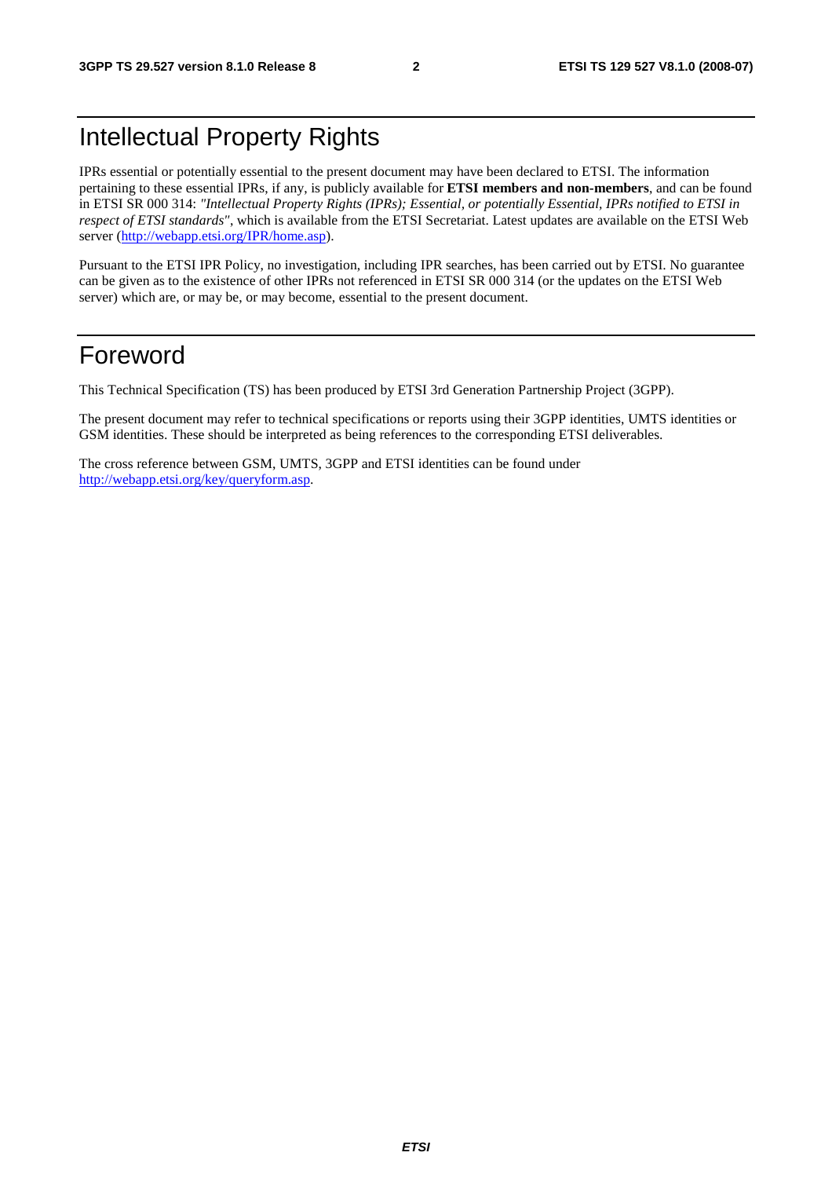# Intellectual Property Rights

IPRs essential or potentially essential to the present document may have been declared to ETSI. The information pertaining to these essential IPRs, if any, is publicly available for **ETSI members and non-members**, and can be found in ETSI SR 000 314: *"Intellectual Property Rights (IPRs); Essential, or potentially Essential, IPRs notified to ETSI in respect of ETSI standards"*, which is available from the ETSI Secretariat. Latest updates are available on the ETSI Web server (http://webapp.etsi.org/IPR/home.asp).

Pursuant to the ETSI IPR Policy, no investigation, including IPR searches, has been carried out by ETSI. No guarantee can be given as to the existence of other IPRs not referenced in ETSI SR 000 314 (or the updates on the ETSI Web server) which are, or may be, or may become, essential to the present document.

# Foreword

This Technical Specification (TS) has been produced by ETSI 3rd Generation Partnership Project (3GPP).

The present document may refer to technical specifications or reports using their 3GPP identities, UMTS identities or GSM identities. These should be interpreted as being references to the corresponding ETSI deliverables.

The cross reference between GSM, UMTS, 3GPP and ETSI identities can be found under http://webapp.etsi.org/key/queryform.asp.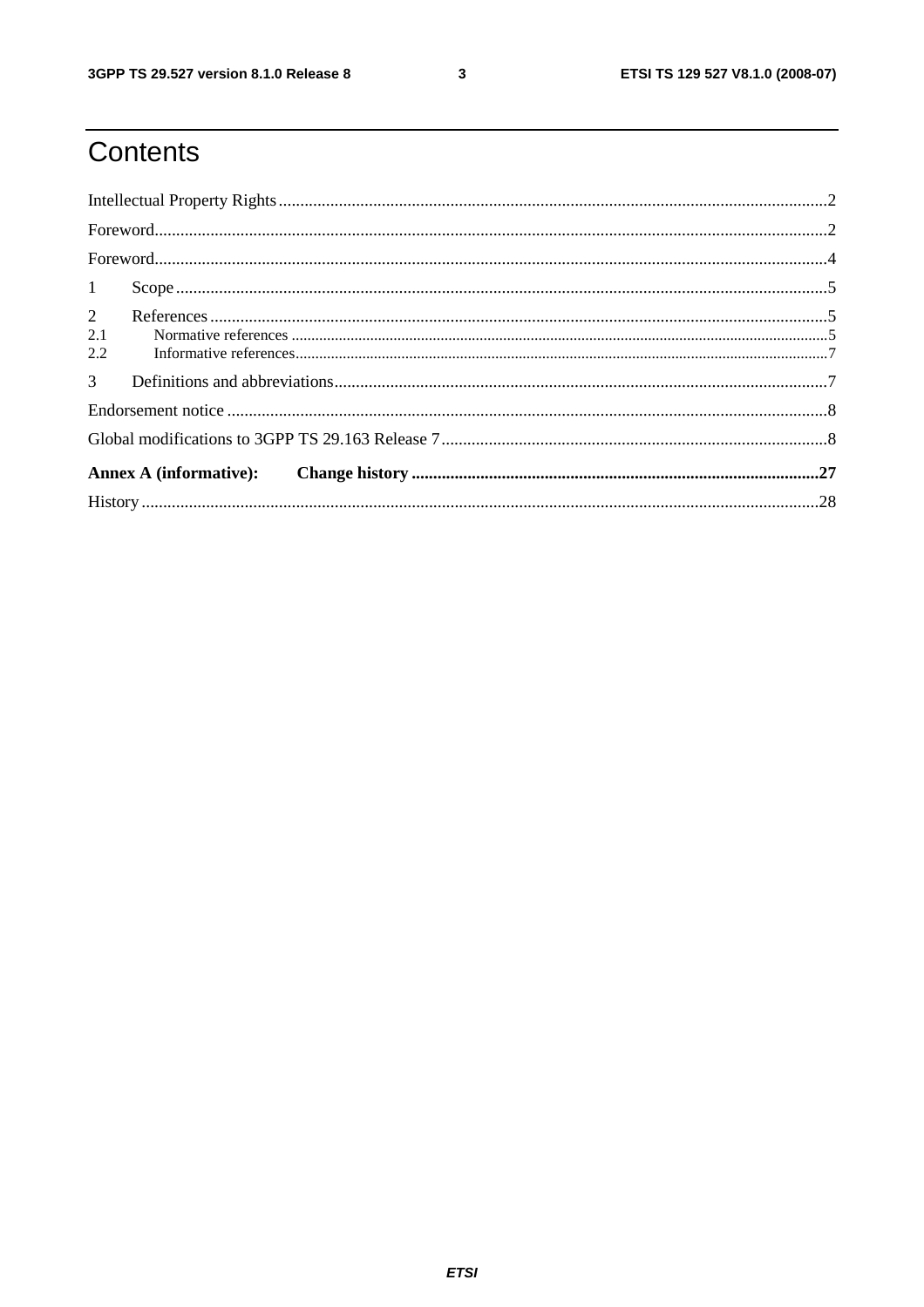# Contents

Intellectual Property Rights ........................................................................................................................ 2

Foreword ........................................................................................................................................................ 2

Foreword ........................................................................................................................................................ 4

1 Scope ......................................................................................................................................................... 5

2 References ................................................................................................................................................ 5

2.1 Normative references ............................................................................................................................ 5

2.2 Informative references .......................................................................................................................... 7

3 Definitions and abbreviations .................................................................................................................. 7

Endorsement notice ....................................................................................................................................... 8

Global modifications to 3GPP TS 29.163 Release 7 ..................................................................................... 8

**Annex A (informative): Change history ........................................................................................... 27**

History ......................................................................................................................................................... 28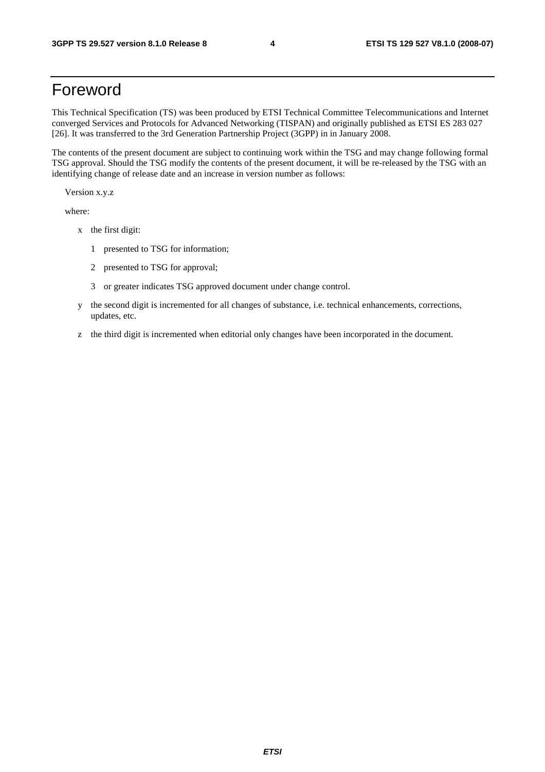# Foreword

This Technical Specification (TS) was been produced by ETSI Technical Committee Telecommunications and Internet converged Services and Protocols for Advanced Networking (TISPAN) and originally published as ETSI ES 283 027 [26]. It was transferred to the 3rd Generation Partnership Project (3GPP) in in January 2008.

The contents of the present document are subject to continuing work within the TSG and may change following formal TSG approval. Should the TSG modify the contents of the present document, it will be re-released by the TSG with an identifying change of release date and an increase in version number as follows:

Version x.y.z

where:

- x the first digit:
  - 1 presented to TSG for information;
  - 2 presented to TSG for approval;
  - 3 or greater indicates TSG approved document under change control.
- y the second digit is incremented for all changes of substance, i.e. technical enhancements, corrections, updates, etc.
- z the third digit is incremented when editorial only changes have been incorporated in the document.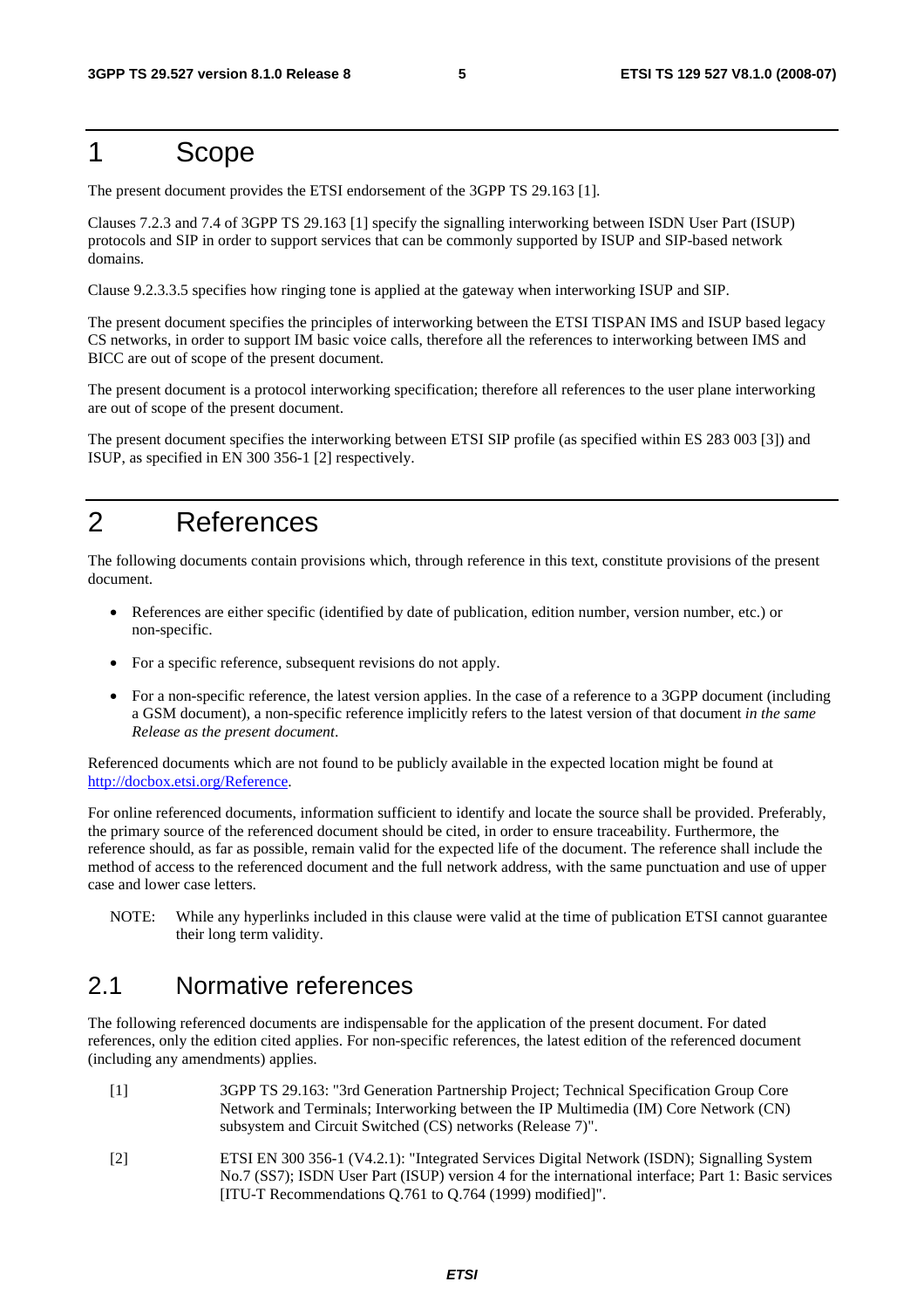# 1 Scope

The present document provides the ETSI endorsement of the 3GPP TS 29.163 [1].

Clauses 7.2.3 and 7.4 of 3GPP TS 29.163 [1] specify the signalling interworking between ISDN User Part (ISUP) protocols and SIP in order to support services that can be commonly supported by ISUP and SIP-based network domains.

Clause 9.2.3.3.5 specifies how ringing tone is applied at the gateway when interworking ISUP and SIP.

The present document specifies the principles of interworking between the ETSI TISPAN IMS and ISUP based legacy CS networks, in order to support IM basic voice calls, therefore all the references to interworking between IMS and BICC are out of scope of the present document.

The present document is a protocol interworking specification; therefore all references to the user plane interworking are out of scope of the present document.

The present document specifies the interworking between ETSI SIP profile (as specified within ES 283 003 [3]) and ISUP, as specified in EN 300 356-1 [2] respectively.

# 2 References

The following documents contain provisions which, through reference in this text, constitute provisions of the present document.

- References are either specific (identified by date of publication, edition number, version number, etc.) or non-specific.
- For a specific reference, subsequent revisions do not apply.
- For a non-specific reference, the latest version applies. In the case of a reference to a 3GPP document (including a GSM document), a non-specific reference implicitly refers to the latest version of that document *in the same Release as the present document*.

Referenced documents which are not found to be publicly available in the expected location might be found at http://docbox.etsi.org/Reference.

For online referenced documents, information sufficient to identify and locate the source shall be provided. Preferably, the primary source of the referenced document should be cited, in order to ensure traceability. Furthermore, the reference should, as far as possible, remain valid for the expected life of the document. The reference shall include the method of access to the referenced document and the full network address, with the same punctuation and use of upper case and lower case letters.

NOTE: While any hyperlinks included in this clause were valid at the time of publication ETSI cannot guarantee their long term validity.

## 2.1 Normative references

The following referenced documents are indispensable for the application of the present document. For dated references, only the edition cited applies. For non-specific references, the latest edition of the referenced document (including any amendments) applies.

[1] 3GPP TS 29.163: "3rd Generation Partnership Project; Technical Specification Group Core Network and Terminals; Interworking between the IP Multimedia (IM) Core Network (CN) subsystem and Circuit Switched (CS) networks (Release 7)".

[2] ETSI EN 300 356-1 (V4.2.1): "Integrated Services Digital Network (ISDN); Signalling System No.7 (SS7); ISDN User Part (ISUP) version 4 for the international interface; Part 1: Basic services [ITU-T Recommendations Q.761 to Q.764 (1999) modified]".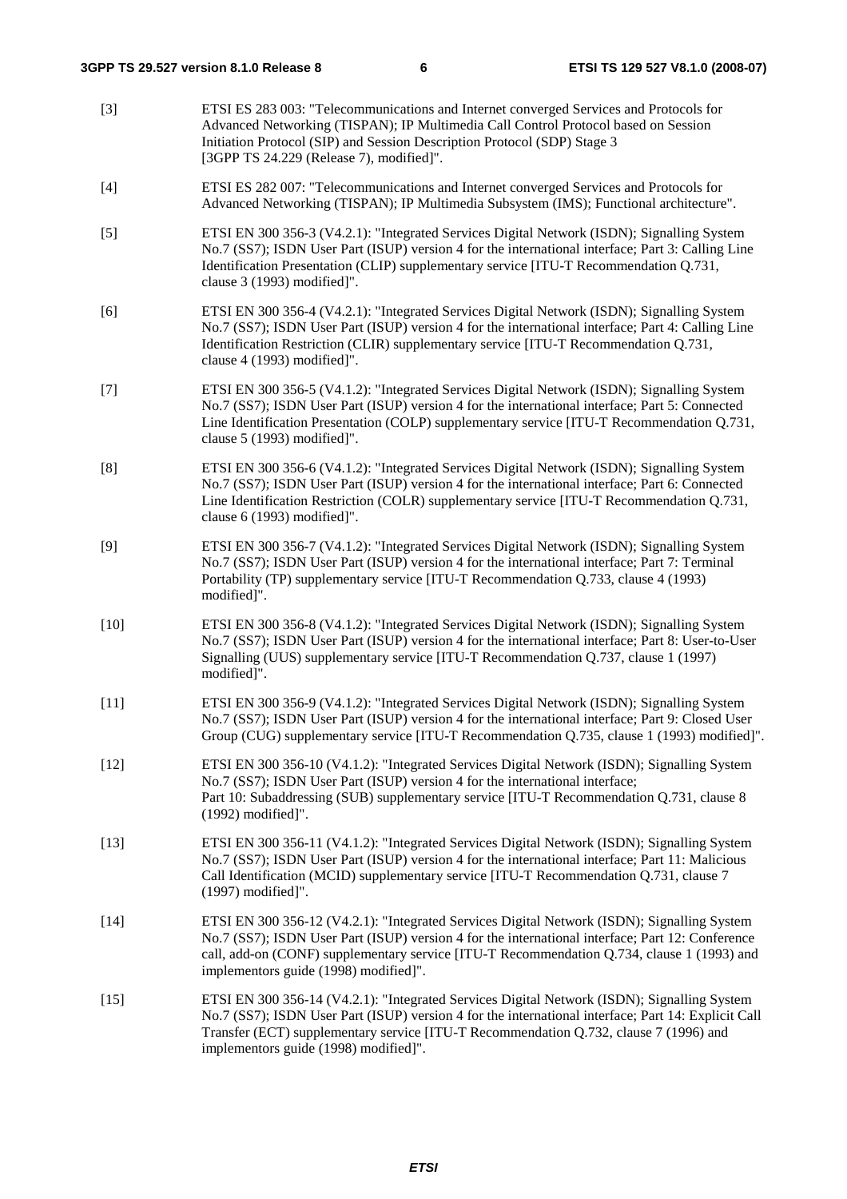[3] ETSI ES 283 003: "Telecommunications and Internet converged Services and Protocols for Advanced Networking (TISPAN); IP Multimedia Call Control Protocol based on Session Initiation Protocol (SIP) and Session Description Protocol (SDP) Stage 3 [3GPP TS 24.229 (Release 7), modified]".

[4] ETSI ES 282 007: "Telecommunications and Internet converged Services and Protocols for Advanced Networking (TISPAN); IP Multimedia Subsystem (IMS); Functional architecture".

[5] ETSI EN 300 356-3 (V4.2.1): "Integrated Services Digital Network (ISDN); Signalling System No.7 (SS7); ISDN User Part (ISUP) version 4 for the international interface; Part 3: Calling Line Identification Presentation (CLIP) supplementary service [ITU-T Recommendation Q.731, clause 3 (1993) modified]".

[6] ETSI EN 300 356-4 (V4.2.1): "Integrated Services Digital Network (ISDN); Signalling System No.7 (SS7); ISDN User Part (ISUP) version 4 for the international interface; Part 4: Calling Line Identification Restriction (CLIR) supplementary service [ITU-T Recommendation Q.731, clause 4 (1993) modified]".

[7] ETSI EN 300 356-5 (V4.1.2): "Integrated Services Digital Network (ISDN); Signalling System No.7 (SS7); ISDN User Part (ISUP) version 4 for the international interface; Part 5: Connected Line Identification Presentation (COLP) supplementary service [ITU-T Recommendation Q.731, clause 5 (1993) modified]".

[8] ETSI EN 300 356-6 (V4.1.2): "Integrated Services Digital Network (ISDN); Signalling System No.7 (SS7); ISDN User Part (ISUP) version 4 for the international interface; Part 6: Connected Line Identification Restriction (COLR) supplementary service [ITU-T Recommendation Q.731, clause 6 (1993) modified]".

[9] ETSI EN 300 356-7 (V4.1.2): "Integrated Services Digital Network (ISDN); Signalling System No.7 (SS7); ISDN User Part (ISUP) version 4 for the international interface; Part 7: Terminal Portability (TP) supplementary service [ITU-T Recommendation Q.733, clause 4 (1993) modified]".

[10] ETSI EN 300 356-8 (V4.1.2): "Integrated Services Digital Network (ISDN); Signalling System No.7 (SS7); ISDN User Part (ISUP) version 4 for the international interface; Part 8: User-to-User Signalling (UUS) supplementary service [ITU-T Recommendation Q.737, clause 1 (1997) modified]".

[11] ETSI EN 300 356-9 (V4.1.2): "Integrated Services Digital Network (ISDN); Signalling System No.7 (SS7); ISDN User Part (ISUP) version 4 for the international interface; Part 9: Closed User Group (CUG) supplementary service [ITU-T Recommendation Q.735, clause 1 (1993) modified]".

[12] ETSI EN 300 356-10 (V4.1.2): "Integrated Services Digital Network (ISDN); Signalling System No.7 (SS7); ISDN User Part (ISUP) version 4 for the international interface; Part 10: Subaddressing (SUB) supplementary service [ITU-T Recommendation Q.731, clause 8 (1992) modified]".

[13] ETSI EN 300 356-11 (V4.1.2): "Integrated Services Digital Network (ISDN); Signalling System No.7 (SS7); ISDN User Part (ISUP) version 4 for the international interface; Part 11: Malicious Call Identification (MCID) supplementary service [ITU-T Recommendation Q.731, clause 7 (1997) modified]".

[14] ETSI EN 300 356-12 (V4.2.1): "Integrated Services Digital Network (ISDN); Signalling System No.7 (SS7); ISDN User Part (ISUP) version 4 for the international interface; Part 12: Conference call, add-on (CONF) supplementary service [ITU-T Recommendation Q.734, clause 1 (1993) and implementors guide (1998) modified]".

[15] ETSI EN 300 356-14 (V4.2.1): "Integrated Services Digital Network (ISDN); Signalling System No.7 (SS7); ISDN User Part (ISUP) version 4 for the international interface; Part 14: Explicit Call Transfer (ECT) supplementary service [ITU-T Recommendation Q.732, clause 7 (1996) and implementors guide (1998) modified]".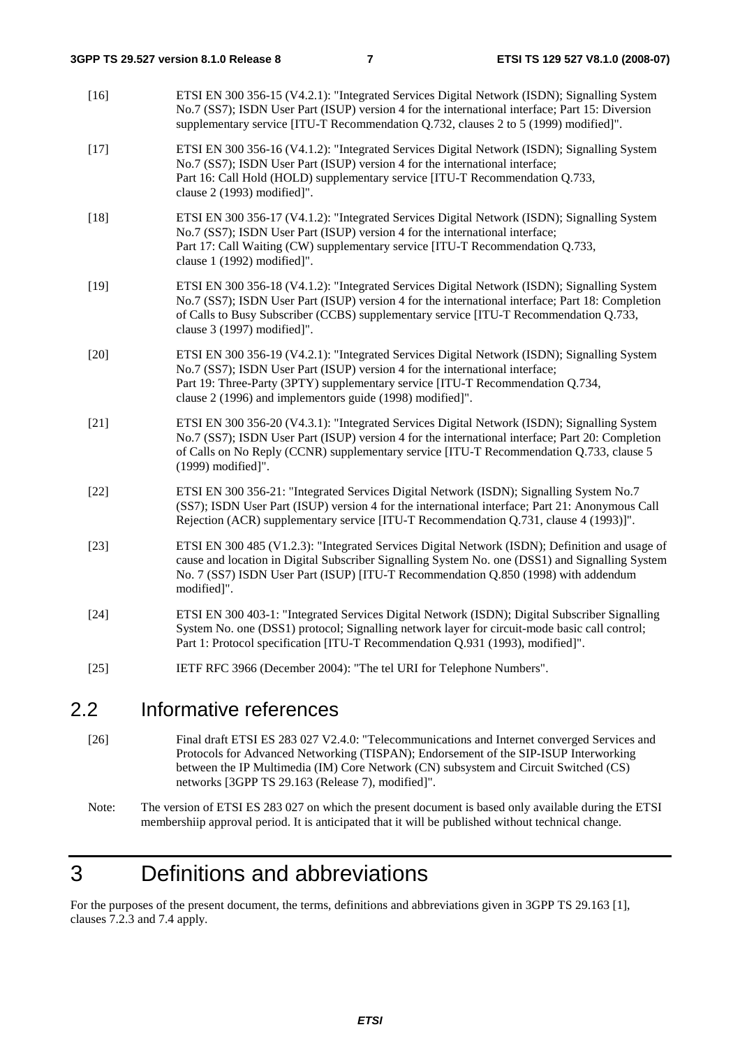[16] ETSI EN 300 356-15 (V4.2.1): "Integrated Services Digital Network (ISDN); Signalling System No.7 (SS7); ISDN User Part (ISUP) version 4 for the international interface; Part 15: Diversion supplementary service [ITU-T Recommendation Q.732, clauses 2 to 5 (1999) modified]".

[17] ETSI EN 300 356-16 (V4.1.2): "Integrated Services Digital Network (ISDN); Signalling System No.7 (SS7); ISDN User Part (ISUP) version 4 for the international interface; Part 16: Call Hold (HOLD) supplementary service [ITU-T Recommendation Q.733, clause 2 (1993) modified]".

[18] ETSI EN 300 356-17 (V4.1.2): "Integrated Services Digital Network (ISDN); Signalling System No.7 (SS7); ISDN User Part (ISUP) version 4 for the international interface; Part 17: Call Waiting (CW) supplementary service [ITU-T Recommendation Q.733, clause 1 (1992) modified]".

[19] ETSI EN 300 356-18 (V4.1.2): "Integrated Services Digital Network (ISDN); Signalling System No.7 (SS7); ISDN User Part (ISUP) version 4 for the international interface; Part 18: Completion of Calls to Busy Subscriber (CCBS) supplementary service [ITU-T Recommendation Q.733, clause 3 (1997) modified]".

[20] ETSI EN 300 356-19 (V4.2.1): "Integrated Services Digital Network (ISDN); Signalling System No.7 (SS7); ISDN User Part (ISUP) version 4 for the international interface; Part 19: Three-Party (3PTY) supplementary service [ITU-T Recommendation Q.734, clause 2 (1996) and implementors guide (1998) modified]".

[21] ETSI EN 300 356-20 (V4.3.1): "Integrated Services Digital Network (ISDN); Signalling System No.7 (SS7); ISDN User Part (ISUP) version 4 for the international interface; Part 20: Completion of Calls on No Reply (CCNR) supplementary service [ITU-T Recommendation Q.733, clause 5 (1999) modified]".

[22] ETSI EN 300 356-21: "Integrated Services Digital Network (ISDN); Signalling System No.7 (SS7); ISDN User Part (ISUP) version 4 for the international interface; Part 21: Anonymous Call Rejection (ACR) supplementary service [ITU-T Recommendation Q.731, clause 4 (1993)]".

[23] ETSI EN 300 485 (V1.2.3): "Integrated Services Digital Network (ISDN); Definition and usage of cause and location in Digital Subscriber Signalling System No. one (DSS1) and Signalling System No. 7 (SS7) ISDN User Part (ISUP) [ITU-T Recommendation Q.850 (1998) with addendum modified]".

[24] ETSI EN 300 403-1: "Integrated Services Digital Network (ISDN); Digital Subscriber Signalling System No. one (DSS1) protocol; Signalling network layer for circuit-mode basic call control; Part 1: Protocol specification [ITU-T Recommendation Q.931 (1993), modified]".

[25] IETF RFC 3966 (December 2004): "The tel URI for Telephone Numbers".

## 2.2 Informative references

[26] Final draft ETSI ES 283 027 V2.4.0: "Telecommunications and Internet converged Services and Protocols for Advanced Networking (TISPAN); Endorsement of the SIP-ISUP Interworking between the IP Multimedia (IM) Core Network (CN) subsystem and Circuit Switched (CS) networks [3GPP TS 29.163 (Release 7), modified]".

Note: The version of ETSI ES 283 027 on which the present document is based only available during the ETSI membershiip approval period. It is anticipated that it will be published without technical change.

# 3 Definitions and abbreviations

For the purposes of the present document, the terms, definitions and abbreviations given in 3GPP TS 29.163 [1], clauses 7.2.3 and 7.4 apply.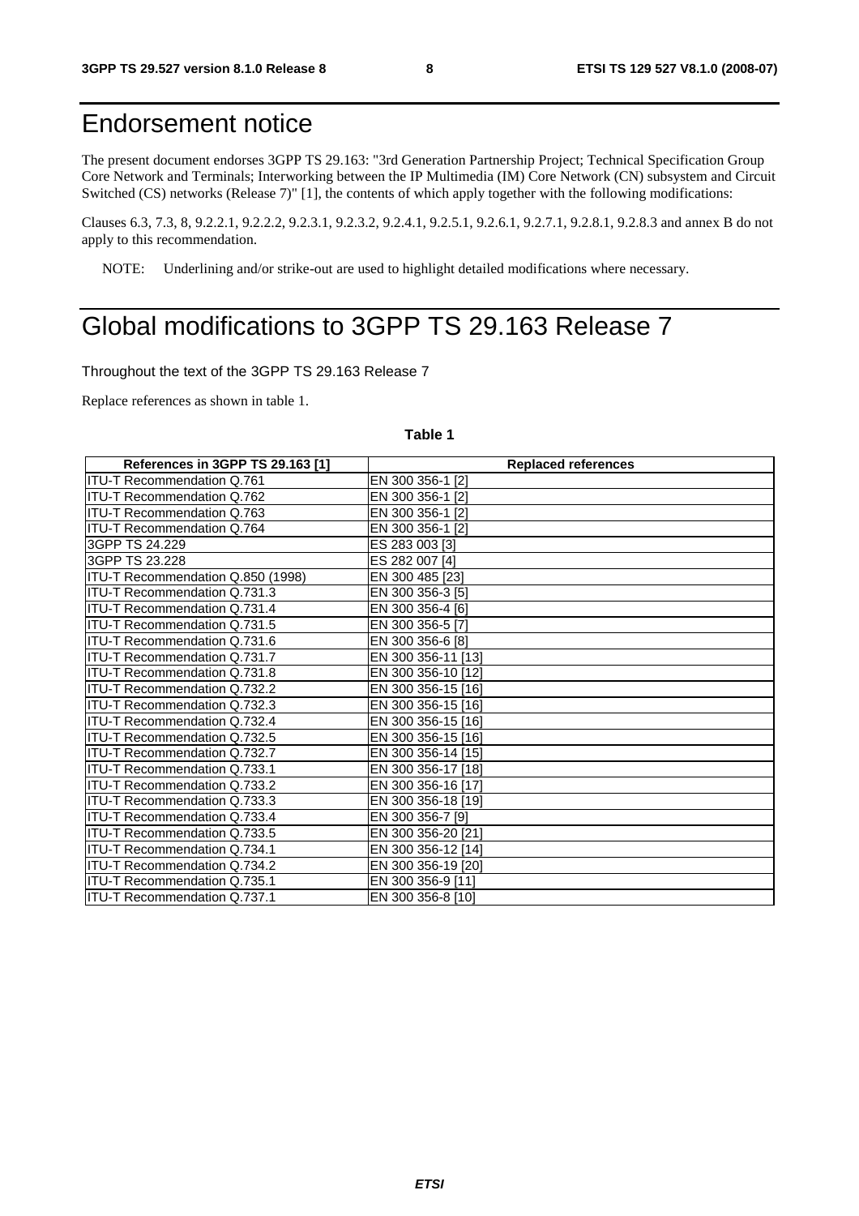# Endorsement notice

The present document endorses 3GPP TS 29.163: "3rd Generation Partnership Project; Technical Specification Group Core Network and Terminals; Interworking between the IP Multimedia (IM) Core Network (CN) subsystem and Circuit Switched (CS) networks (Release 7)" [1], the contents of which apply together with the following modifications:

Clauses 6.3, 7.3, 8, 9.2.2.1, 9.2.2.2, 9.2.3.1, 9.2.3.2, 9.2.4.1, 9.2.5.1, 9.2.6.1, 9.2.7.1, 9.2.8.1, 9.2.8.3 and annex B do not apply to this recommendation.

NOTE: Underlining and/or strike-out are used to highlight detailed modifications where necessary.

# Global modifications to 3GPP TS 29.163 Release 7

Throughout the text of the 3GPP TS 29.163 Release 7

Replace references as shown in table 1.

**Table 1**

| References in 3GPP TS 29.163 [1] | Replaced references |
|---|---|
| ITU-T Recommendation Q.761 | EN 300 356-1 [2] |
| ITU-T Recommendation Q.762 | EN 300 356-1 [2] |
| ITU-T Recommendation Q.763 | EN 300 356-1 [2] |
| ITU-T Recommendation Q.764 | EN 300 356-1 [2] |
| 3GPP TS 24.229 | ES 283 003 [3] |
| 3GPP TS 23.228 | ES 282 007 [4] |
| ITU-T Recommendation Q.850 (1998) | EN 300 485 [23] |
| ITU-T Recommendation Q.731.3 | EN 300 356-3 [5] |
| ITU-T Recommendation Q.731.4 | EN 300 356-4 [6] |
| ITU-T Recommendation Q.731.5 | EN 300 356-5 [7] |
| ITU-T Recommendation Q.731.6 | EN 300 356-6 [8] |
| ITU-T Recommendation Q.731.7 | EN 300 356-11 [13] |
| ITU-T Recommendation Q.731.8 | EN 300 356-10 [12] |
| ITU-T Recommendation Q.732.2 | EN 300 356-15 [16] |
| ITU-T Recommendation Q.732.3 | EN 300 356-15 [16] |
| ITU-T Recommendation Q.732.4 | EN 300 356-15 [16] |
| ITU-T Recommendation Q.732.5 | EN 300 356-15 [16] |
| ITU-T Recommendation Q.732.7 | EN 300 356-14 [15] |
| ITU-T Recommendation Q.733.1 | EN 300 356-17 [18] |
| ITU-T Recommendation Q.733.2 | EN 300 356-16 [17] |
| ITU-T Recommendation Q.733.3 | EN 300 356-18 [19] |
| ITU-T Recommendation Q.733.4 | EN 300 356-7 [9] |
| ITU-T Recommendation Q.733.5 | EN 300 356-20 [21] |
| ITU-T Recommendation Q.734.1 | EN 300 356-12 [14] |
| ITU-T Recommendation Q.734.2 | EN 300 356-19 [20] |
| ITU-T Recommendation Q.735.1 | EN 300 356-9 [11] |
| ITU-T Recommendation Q.737.1 | EN 300 356-8 [10] |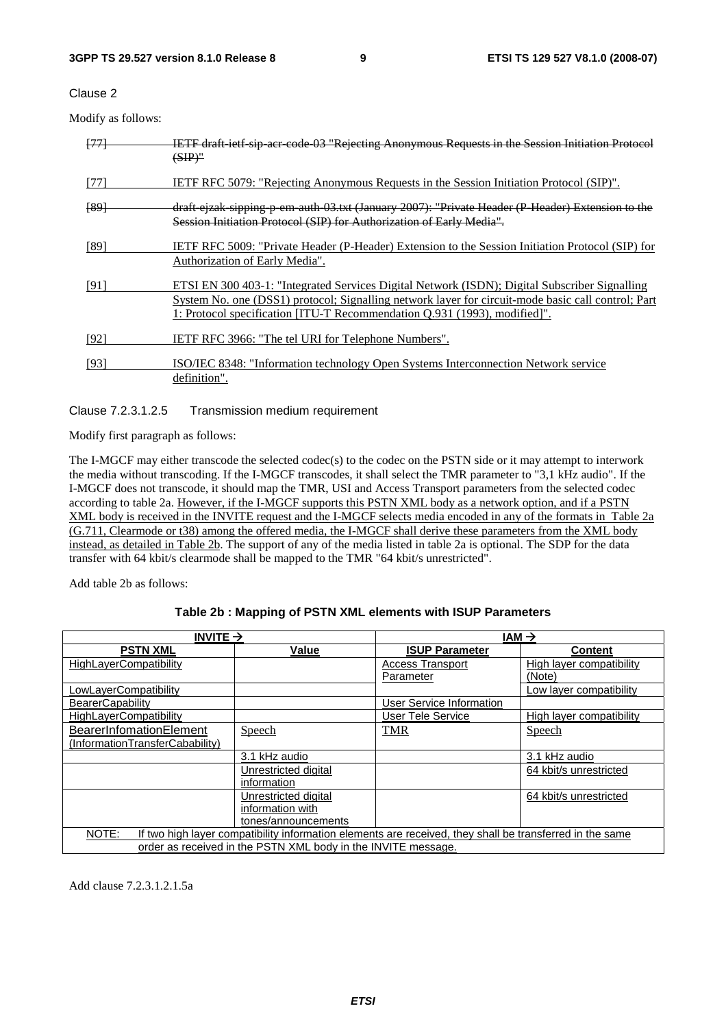Clause 2

Modify as follows:

| | |
|---|---|
| ~~[77]~~ | ~~IETF draft-ietf-sip-acr-code-03 "Rejecting Anonymous Requests in the Session Initiation Protocol (SIP)"~~ |
| [77] | IETF RFC 5079: "Rejecting Anonymous Requests in the Session Initiation Protocol (SIP)". |
| ~~[89]~~ | ~~draft-ejzak-sipping-p-em-auth-03.txt (January 2007): "Private Header (P-Header) Extension to the Session Initiation Protocol (SIP) for Authorization of Early Media".~~ |
| [89] | IETF RFC 5009: "Private Header (P-Header) Extension to the Session Initiation Protocol (SIP) for Authorization of Early Media". |
| [91] | ETSI EN 300 403-1: "Integrated Services Digital Network (ISDN); Digital Subscriber Signalling System No. one (DSS1) protocol; Signalling network layer for circuit-mode basic call control; Part 1: Protocol specification [ITU-T Recommendation Q.931 (1993), modified]". |
| [92] | IETF RFC 3966: "The tel URI for Telephone Numbers". |
| [93] | ISO/IEC 8348: "Information technology Open Systems Interconnection Network service definition". |

Clause 7.2.3.1.2.5 Transmission medium requirement

Modify first paragraph as follows:

The I-MGCF may either transcode the selected codec(s) to the codec on the PSTN side or it may attempt to interwork the media without transcoding. If the I-MGCF transcodes, it shall select the TMR parameter to "3,1 kHz audio". If the I-MGCF does not transcode, it should map the TMR, USI and Access Transport parameters from the selected codec according to table 2a. However, if the I-MGCF supports this PSTN XML body as a network option, and if a PSTN XML body is received in the INVITE request and the I-MGCF selects media encoded in any of the formats in Table 2a (G.711, Clearmode or t38) among the offered media, the I-MGCF shall derive these parameters from the XML body instead, as detailed in Table 2b. The support of any of the media listed in table 2a is optional. The SDP for the data transfer with 64 kbit/s clearmode shall be mapped to the TMR "64 kbit/s unrestricted".

Add table 2b as follows:

**Table 2b : Mapping of PSTN XML elements with ISUP Parameters**

| INVITE → | | IAM → | |
|---|---|---|---|
| **PSTN XML** | **Value** | **ISUP Parameter** | **Content** |
| HighLayerCompatibility | | Access Transport Parameter | High layer compatibility (Note) |
| LowLayerCompatibility | | | Low layer compatibility |
| BearerCapability | | User Service Information | |
| HighLayerCompatibility | | User Tele Service | High layer compatibility |
| BearerInfomationElement (InformationTransferCabability) | Speech | TMR | Speech |
| | 3.1 kHz audio | | 3.1 kHz audio |
| | Unrestricted digital information | | 64 kbit/s unrestricted |
| | Unrestricted digital information with tones/announcements | | 64 kbit/s unrestricted |
| NOTE: If two high layer compatibility information elements are received, they shall be transferred in the same order as received in the PSTN XML body in the INVITE message. | | | |

Add clause 7.2.3.1.2.1.5a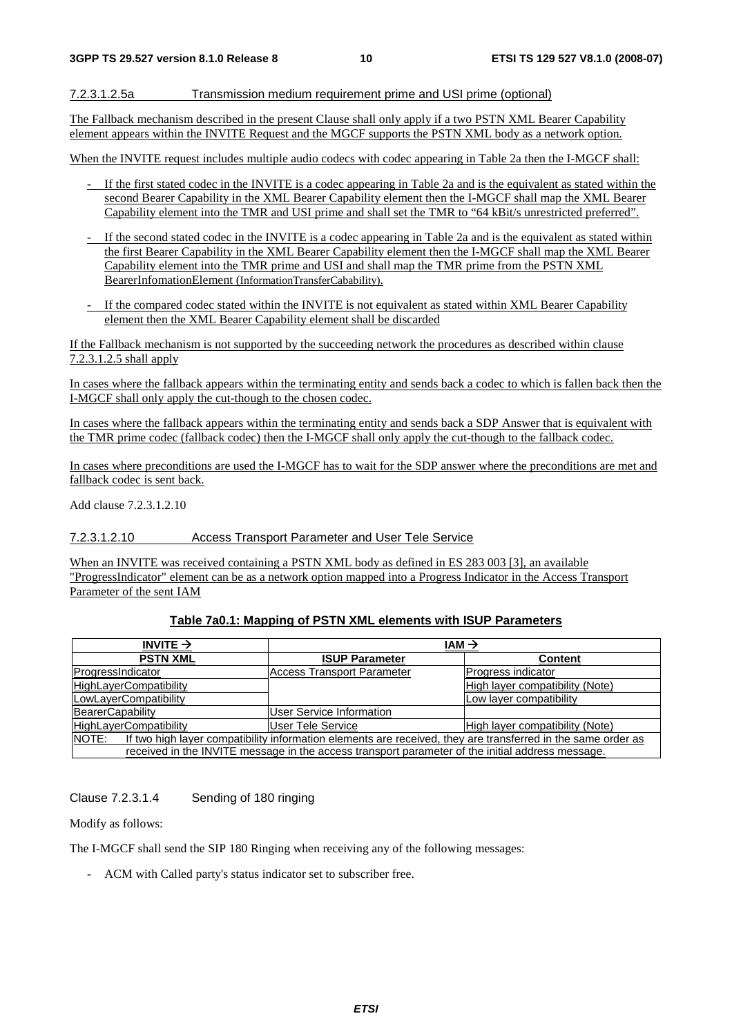#### 7.2.3.1.2.5a Transmission medium requirement prime and USI prime (optional)

The Fallback mechanism described in the present Clause shall only apply if a two PSTN XML Bearer Capability element appears within the INVITE Request and the MGCF supports the PSTN XML body as a network option.

When the INVITE request includes multiple audio codecs with codec appearing in Table 2a then the I-MGCF shall:

- If the first stated codec in the INVITE is a codec appearing in Table 2a and is the equivalent as stated within the second Bearer Capability in the XML Bearer Capability element then the I-MGCF shall map the XML Bearer Capability element into the TMR and USI prime and shall set the TMR to "64 kBit/s unrestricted preferred".
- If the second stated codec in the INVITE is a codec appearing in Table 2a and is the equivalent as stated within the first Bearer Capability in the XML Bearer Capability element then the I-MGCF shall map the XML Bearer Capability element into the TMR prime and USI and shall map the TMR prime from the PSTN XML BearerInfomationElement (InformationTransferCabability).
- If the compared codec stated within the INVITE is not equivalent as stated within XML Bearer Capability element then the XML Bearer Capability element shall be discarded

If the Fallback mechanism is not supported by the succeeding network the procedures as described within clause 7.2.3.1.2.5 shall apply

In cases where the fallback appears within the terminating entity and sends back a codec to which is fallen back then the I-MGCF shall only apply the cut-though to the chosen codec.

In cases where the fallback appears within the terminating entity and sends back a SDP Answer that is equivalent with the TMR prime codec (fallback codec) then the I-MGCF shall only apply the cut-though to the fallback codec.

In cases where preconditions are used the I-MGCF has to wait for the SDP answer where the preconditions are met and fallback codec is sent back.

Add clause 7.2.3.1.2.10

#### 7.2.3.1.2.10 Access Transport Parameter and User Tele Service

When an INVITE was received containing a PSTN XML body as defined in ES 283 003 [3], an available "ProgressIndicator" element can be as a network option mapped into a Progress Indicator in the Access Transport Parameter of the sent IAM

**Table 7a0.1: Mapping of PSTN XML elements with ISUP Parameters**

| INVITE → | IAM → | |
|---|---|---|
| **PSTN XML** | **ISUP Parameter** | **Content** |
| ProgressIndicator | Access Transport Parameter | Progress indicator |
| HighLayerCompatibility | | High layer compatibility (Note) |
| LowLayerCompatibility | | Low layer compatibility |
| BearerCapability | User Service Information | |
| HighLayerCompatibility | User Tele Service | High layer compatibility (Note) |
| NOTE: If two high layer compatibility information elements are received, they are transferred in the same order as received in the INVITE message in the access transport parameter of the initial address message. | | |

#### Clause 7.2.3.1.4 Sending of 180 ringing

Modify as follows:

The I-MGCF shall send the SIP 180 Ringing when receiving any of the following messages:

- ACM with Called party's status indicator set to subscriber free.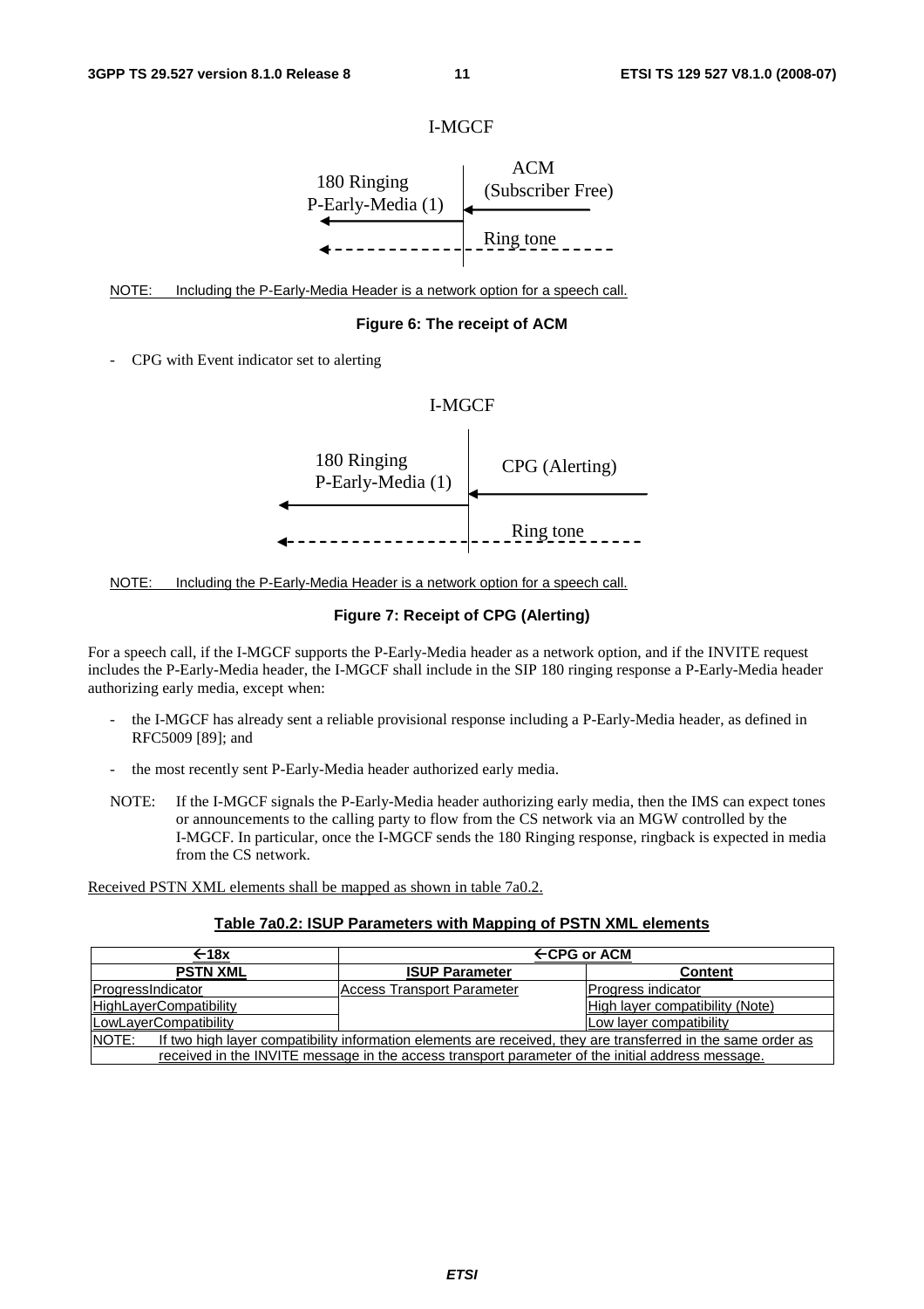I-MGCF

180 Ringing
P-Early-Media (1)

ACM
(Subscriber Free)

Ring tone

NOTE: Including the P-Early-Media Header is a network option for a speech call.

**Figure 6: The receipt of ACM**

- CPG with Event indicator set to alerting

I-MGCF

180 Ringing
P-Early-Media (1)

CPG (Alerting)

Ring tone

NOTE: Including the P-Early-Media Header is a network option for a speech call.

**Figure 7: Receipt of CPG (Alerting)**

For a speech call, if the I-MGCF supports the P-Early-Media header as a network option, and if the INVITE request includes the P-Early-Media header, the I-MGCF shall include in the SIP 180 ringing response a P-Early-Media header authorizing early media, except when:

- the I-MGCF has already sent a reliable provisional response including a P-Early-Media header, as defined in RFC5009 [89]; and
- the most recently sent P-Early-Media header authorized early media.

NOTE: If the I-MGCF signals the P-Early-Media header authorizing early media, then the IMS can expect tones or announcements to the calling party to flow from the CS network via an MGW controlled by the I-MGCF. In particular, once the I-MGCF sends the 180 Ringing response, ringback is expected in media from the CS network.

Received PSTN XML elements shall be mapped as shown in table 7a0.2.

**Table 7a0.2: ISUP Parameters with Mapping of PSTN XML elements**

| ←18x | ←CPG or ACM | |
|---|---|---|
| **PSTN XML** | **ISUP Parameter** | **Content** |
| ProgressIndicator | Access Transport Parameter | Progress indicator |
| HighLayerCompatibility | | High layer compatibility (Note) |
| LowLayerCompatibility | | Low layer compatibility |
| NOTE: If two high layer compatibility information elements are received, they are transferred in the same order as received in the INVITE message in the access transport parameter of the initial address message. | | |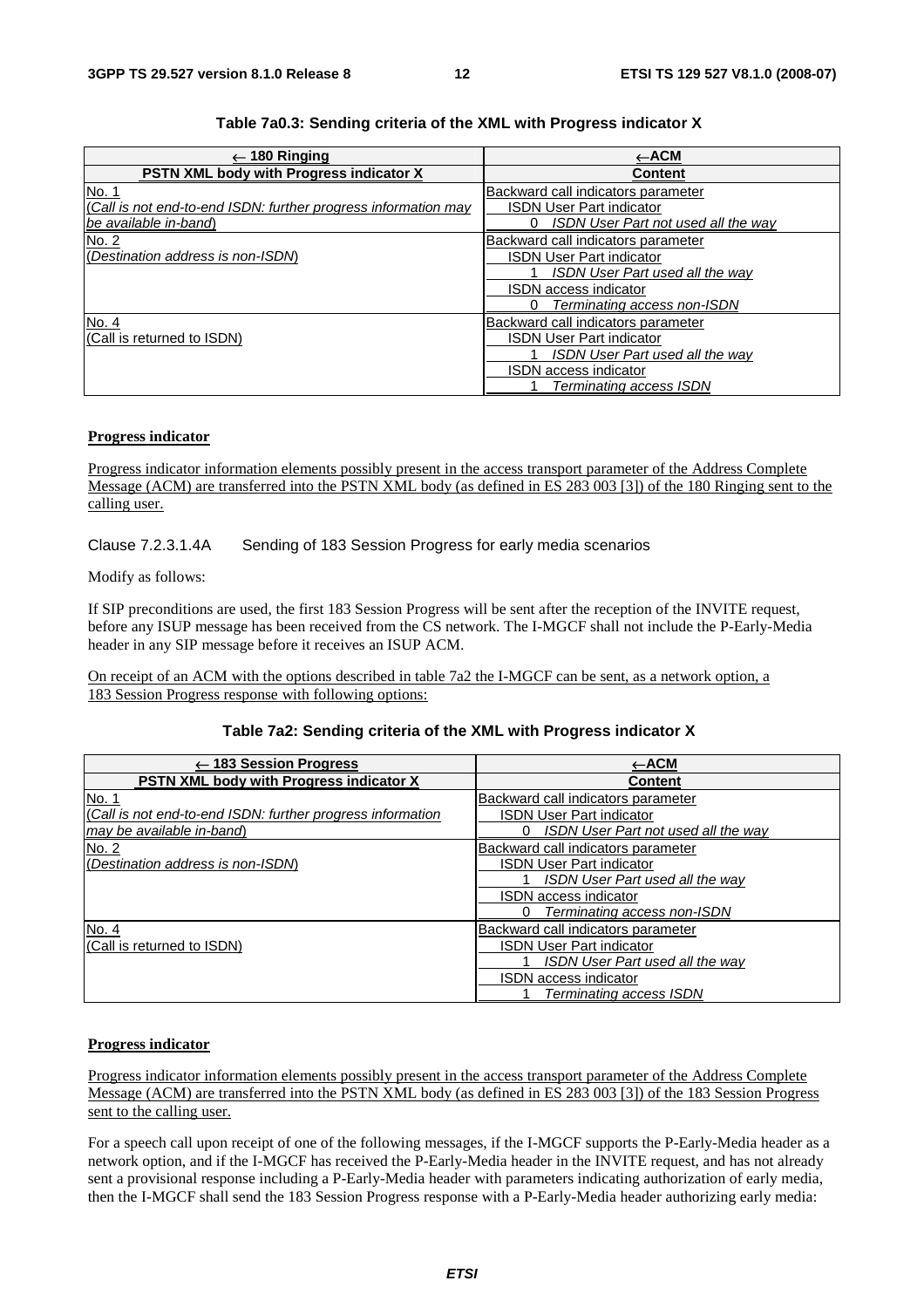**Table 7a0.3: Sending criteria of the XML with Progress indicator X**

| ← 180 Ringing | ←ACM |
|---|---|
| **PSTN XML body with Progress indicator X** | **Content** |
| No. 1<br>(*Call is not end-to-end ISDN: further progress information may be available in-band*) | Backward call indicators parameter<br>ISDN User Part indicator<br>0 *ISDN User Part not used all the way* |
| No. 2<br>(*Destination address is non-ISDN*) | Backward call indicators parameter<br>ISDN User Part indicator<br>1 *ISDN User Part used all the way*<br>ISDN access indicator<br>0 *Terminating access non-ISDN* |
| No. 4<br>(Call is returned to ISDN) | Backward call indicators parameter<br>ISDN User Part indicator<br>1 *ISDN User Part used all the way*<br>ISDN access indicator<br>1 *Terminating access ISDN* |

**Progress indicator**

Progress indicator information elements possibly present in the access transport parameter of the Address Complete Message (ACM) are transferred into the PSTN XML body (as defined in ES 283 003 [3]) of the 180 Ringing sent to the calling user.

Clause 7.2.3.1.4A Sending of 183 Session Progress for early media scenarios

Modify as follows:

If SIP preconditions are used, the first 183 Session Progress will be sent after the reception of the INVITE request, before any ISUP message has been received from the CS network. The I-MGCF shall not include the P-Early-Media header in any SIP message before it receives an ISUP ACM.

On receipt of an ACM with the options described in table 7a2 the I-MGCF can be sent, as a network option, a 183 Session Progress response with following options:

**Table 7a2: Sending criteria of the XML with Progress indicator X**

| ← 183 Session Progress | ←ACM |
|---|---|
| **PSTN XML body with Progress indicator X** | **Content** |
| No. 1<br>(*Call is not end-to-end ISDN: further progress information may be available in-band*) | Backward call indicators parameter<br>ISDN User Part indicator<br>0 *ISDN User Part not used all the way* |
| No. 2<br>(*Destination address is non-ISDN*) | Backward call indicators parameter<br>ISDN User Part indicator<br>1 *ISDN User Part used all the way*<br>ISDN access indicator<br>0 *Terminating access non-ISDN* |
| No. 4<br>(Call is returned to ISDN) | Backward call indicators parameter<br>ISDN User Part indicator<br>1 *ISDN User Part used all the way*<br>ISDN access indicator<br>1 *Terminating access ISDN* |

**Progress indicator**

Progress indicator information elements possibly present in the access transport parameter of the Address Complete Message (ACM) are transferred into the PSTN XML body (as defined in ES 283 003 [3]) of the 183 Session Progress sent to the calling user.

For a speech call upon receipt of one of the following messages, if the I-MGCF supports the P-Early-Media header as a network option, and if the I-MGCF has received the P-Early-Media header in the INVITE request, and has not already sent a provisional response including a P-Early-Media header with parameters indicating authorization of early media, then the I-MGCF shall send the 183 Session Progress response with a P-Early-Media header authorizing early media: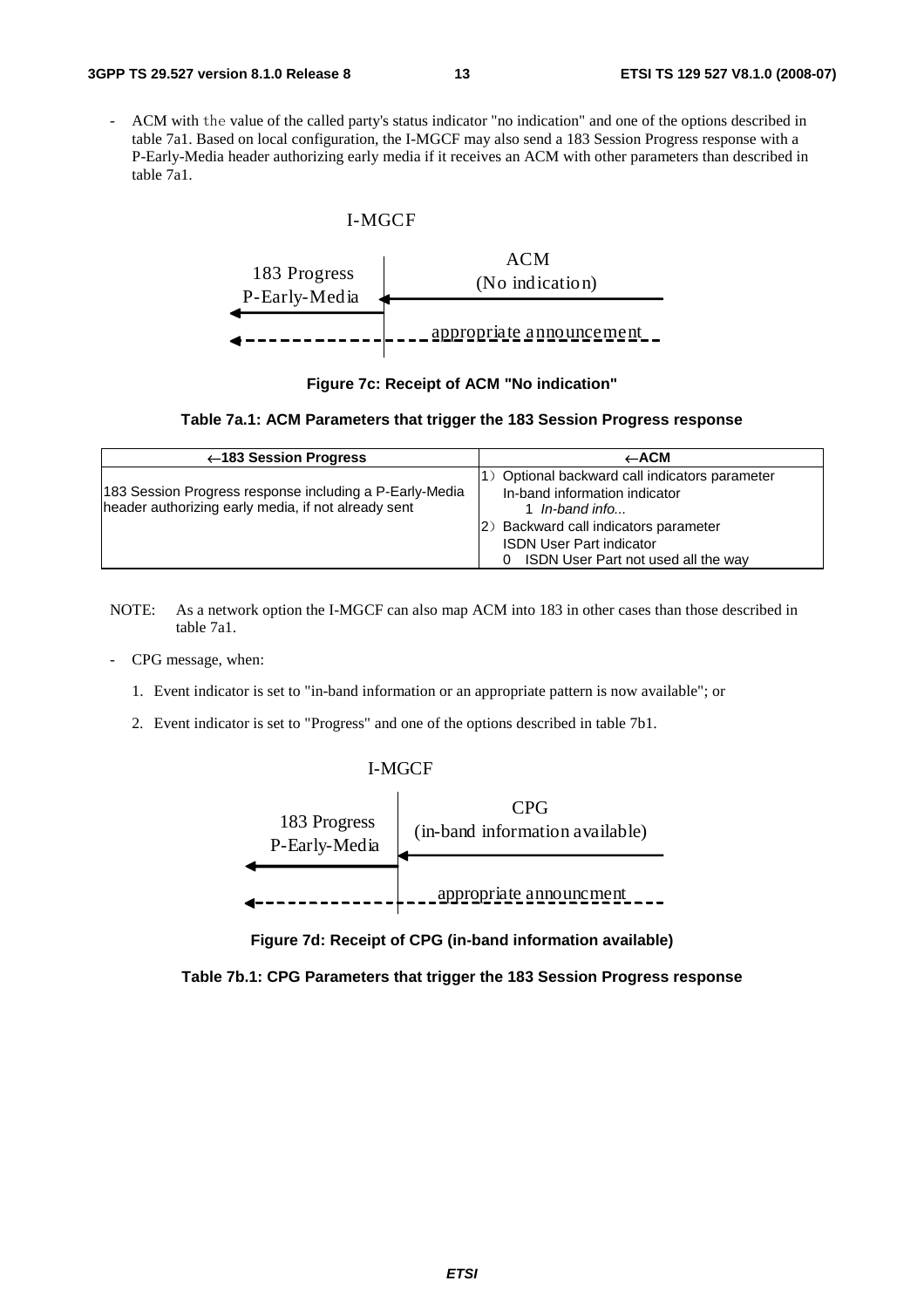- ACM with the value of the called party's status indicator "no indication" and one of the options described in table 7a1. Based on local configuration, the I-MGCF may also send a 183 Session Progress response with a P-Early-Media header authorizing early media if it receives an ACM with other parameters than described in table 7a1.

I-MGCF

183 Progress P-Early-Media ← ACM (No indication)

← appropriate announcement

**Figure 7c: Receipt of ACM "No indication"**

**Table 7a.1: ACM Parameters that trigger the 183 Session Progress response**

| ←183 Session Progress | ←ACM |
|---|---|
| 183 Session Progress response including a P-Early-Media header authorizing early media, if not already sent | 1) Optional backward call indicators parameter<br>In-band information indicator<br>1 *In-band info...*<br>2) Backward call indicators parameter<br>ISDN User Part indicator<br>0 ISDN User Part not used all the way |

NOTE: As a network option the I-MGCF can also map ACM into 183 in other cases than those described in table 7a1.

- CPG message, when:
  1. Event indicator is set to "in-band information or an appropriate pattern is now available"; or
  2. Event indicator is set to "Progress" and one of the options described in table 7b1.

I-MGCF

183 Progress P-Early-Media ← CPG (in-band information available)

← appropriate announcment

**Figure 7d: Receipt of CPG (in-band information available)**

**Table 7b.1: CPG Parameters that trigger the 183 Session Progress response**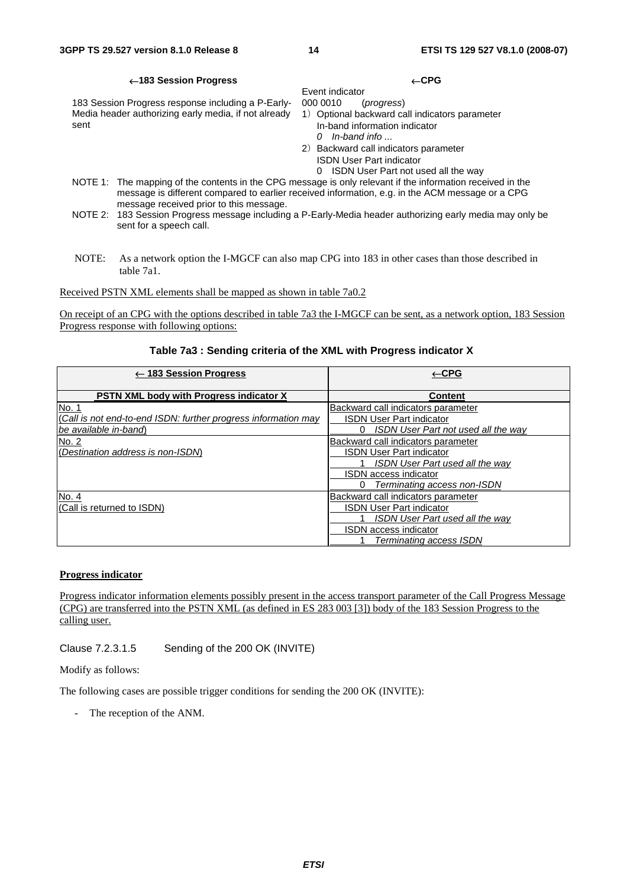| ←183 Session Progress | ←CPG |
|---|---|
| 183 Session Progress response including a P-Early-Media header authorizing early media, if not already sent | Event indicator<br>000 0010 (*progress*)<br>1) Optional backward call indicators parameter<br>In-band information indicator<br>*0 In-band info ...*<br>2) Backward call indicators parameter<br>ISDN User Part indicator<br>0 ISDN User Part not used all the way |

NOTE 1: The mapping of the contents in the CPG message is only relevant if the information received in the message is different compared to earlier received information, e.g. in the ACM message or a CPG message received prior to this message.

NOTE 2: 183 Session Progress message including a P-Early-Media header authorizing early media may only be sent for a speech call.

NOTE: As a network option the I-MGCF can also map CPG into 183 in other cases than those described in table 7a1.

Received PSTN XML elements shall be mapped as shown in table 7a0.2

On receipt of an CPG with the options described in table 7a3 the I-MGCF can be sent, as a network option, 183 Session Progress response with following options:

**Table 7a3 : Sending criteria of the XML with Progress indicator X**

| ← 183 Session Progress | ←CPG |
|---|---|
| **PSTN XML body with Progress indicator X** | **Content** |
| No. 1<br>(*Call is not end-to-end ISDN: further progress information may be available in-band*) | Backward call indicators parameter<br>ISDN User Part indicator<br>0 *ISDN User Part not used all the way* |
| No. 2<br>(*Destination address is non-ISDN*) | Backward call indicators parameter<br>ISDN User Part indicator<br>1 *ISDN User Part used all the way*<br>ISDN access indicator<br>0 *Terminating access non-ISDN* |
| No. 4<br>(Call is returned to ISDN) | Backward call indicators parameter<br>ISDN User Part indicator<br>1 *ISDN User Part used all the way*<br>ISDN access indicator<br>1 *Terminating access ISDN* |

**Progress indicator**

Progress indicator information elements possibly present in the access transport parameter of the Call Progress Message (CPG) are transferred into the PSTN XML (as defined in ES 283 003 [3]) body of the 183 Session Progress to the calling user.

Clause 7.2.3.1.5 Sending of the 200 OK (INVITE)

Modify as follows:

The following cases are possible trigger conditions for sending the 200 OK (INVITE):

- The reception of the ANM.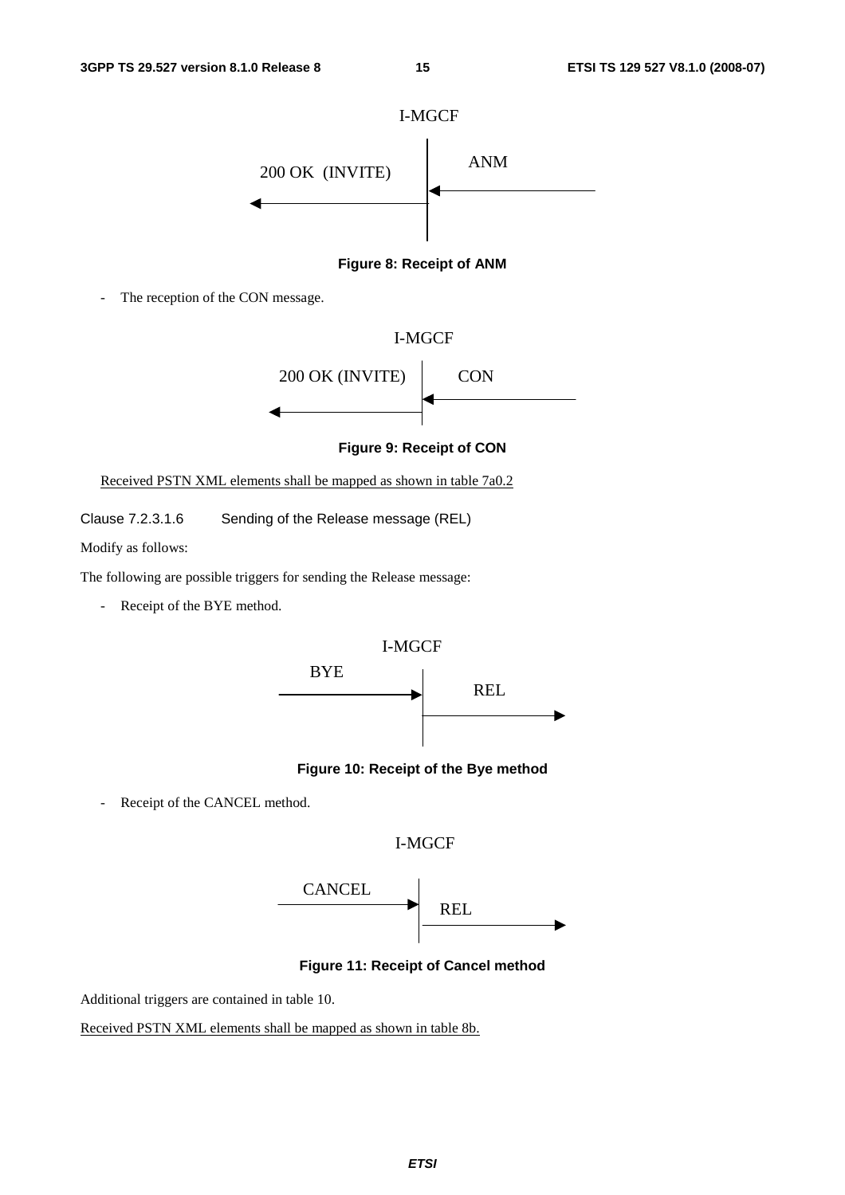I-MGCF

200 OK (INVITE) ← | ← ANM

**Figure 8: Receipt of ANM**

- The reception of the CON message.

I-MGCF

200 OK (INVITE) ← | ← CON

**Figure 9: Receipt of CON**

Received PSTN XML elements shall be mapped as shown in table 7a0.2

Clause 7.2.3.1.6 Sending of the Release message (REL)

Modify as follows:

The following are possible triggers for sending the Release message:

- Receipt of the BYE method.

I-MGCF

BYE → | → REL

**Figure 10: Receipt of the Bye method**

- Receipt of the CANCEL method.

I-MGCF

CANCEL → | → REL

**Figure 11: Receipt of Cancel method**

Additional triggers are contained in table 10.

Received PSTN XML elements shall be mapped as shown in table 8b.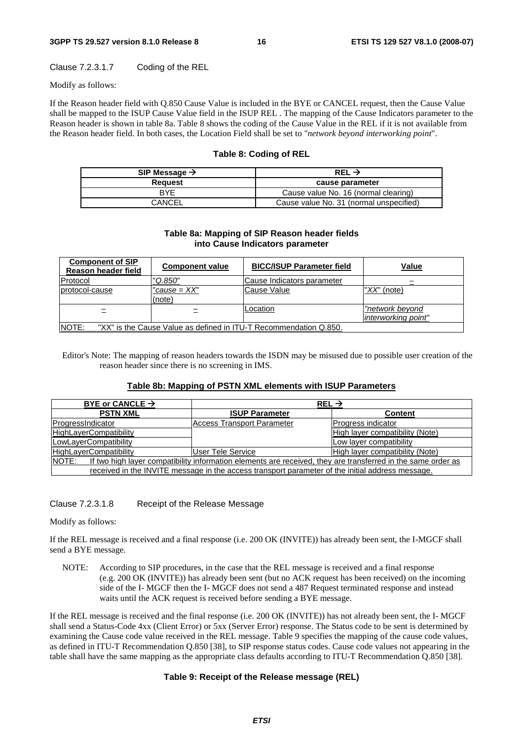Clause 7.2.3.1.7 Coding of the REL

Modify as follows:

If the Reason header field with Q.850 Cause Value is included in the BYE or CANCEL request, then the Cause Value shall be mapped to the ISUP Cause Value field in the ISUP REL . The mapping of the Cause Indicators parameter to the Reason header is shown in table 8a. Table 8 shows the coding of the Cause Value in the REL if it is not available from the Reason header field. In both cases, the Location Field shall be set to "*network beyond interworking point*".

**Table 8: Coding of REL**

| SIP Message → | REL → |
|---|---|
| **Request** | **cause parameter** |
| BYE | Cause value No. 16 (normal clearing) |
| CANCEL | Cause value No. 31 (normal unspecified) |

**Table 8a: Mapping of SIP Reason header fields into Cause Indicators parameter**

| Component of SIP Reason header field | Component value | BICC/ISUP Parameter field | Value |
|---|---|---|---|
| Protocol | "*Q.850*" | Cause Indicators parameter | – |
| protocol-cause | "*cause = XX*" (note) | Cause Value | "*XX*" (note) |
| – | – | Location | "*network beyond interworking point*" |
| NOTE: "XX" is the Cause Value as defined in ITU-T Recommendation Q.850. | | | |

Editor's Note: The mapping of reason headers towards the ISDN may be misused due to possible user creation of the reason header since there is no screening in IMS.

**Table 8b: Mapping of PSTN XML elements with ISUP Parameters**

| BYE or CANCLE → | REL → | |
|---|---|---|
| **PSTN XML** | **ISUP Parameter** | **Content** |
| ProgressIndicator | Access Transport Parameter | Progress indicator |
| HighLayerCompatibility | | High layer compatibility (Note) |
| LowLayerCompatibility | | Low layer compatibility |
| HighLayerCompatibility | User Tele Service | High layer compatibility (Note) |
| NOTE: If two high layer compatibility information elements are received, they are transferred in the same order as received in the INVITE message in the access transport parameter of the initial address message. | | |

Clause 7.2.3.1.8 Receipt of the Release Message

Modify as follows:

If the REL message is received and a final response (i.e. 200 OK (INVITE)) has already been sent, the I-MGCF shall send a BYE message.

NOTE: According to SIP procedures, in the case that the REL message is received and a final response (e.g. 200 OK (INVITE)) has already been sent (but no ACK request has been received) on the incoming side of the I- MGCF then the I- MGCF does not send a 487 Request terminated response and instead waits until the ACK request is received before sending a BYE message.

If the REL message is received and the final response (i.e. 200 OK (INVITE)) has not already been sent, the I- MGCF shall send a Status-Code 4xx (Client Error) or 5xx (Server Error) response. The Status code to be sent is determined by examining the Cause code value received in the REL message. Table 9 specifies the mapping of the cause code values, as defined in ITU-T Recommendation Q.850 [38], to SIP response status codes. Cause code values not appearing in the table shall have the same mapping as the appropriate class defaults according to ITU-T Recommendation Q.850 [38].

**Table 9: Receipt of the Release message (REL)**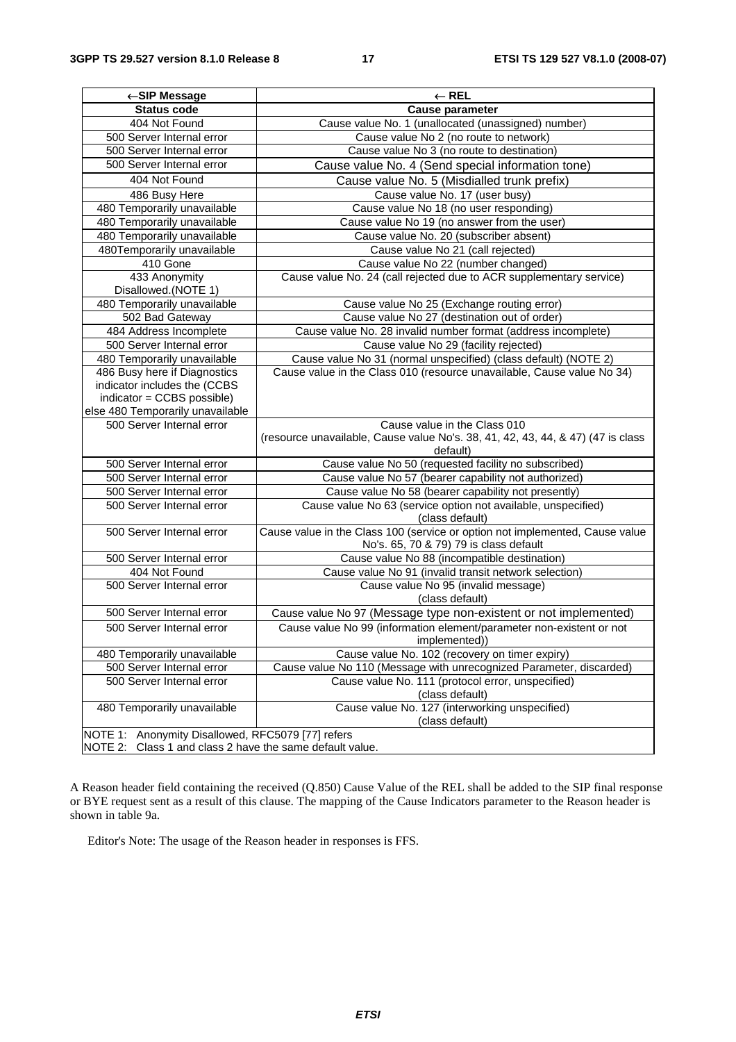| ←SIP Message | ← REL |
|---|---|
| **Status code** | **Cause parameter** |
| 404 Not Found | Cause value No. 1 (unallocated (unassigned) number) |
| 500 Server Internal error | Cause value No 2 (no route to network) |
| 500 Server Internal error | Cause value No 3 (no route to destination) |
| 500 Server Internal error | Cause value No. 4 (Send special information tone) |
| 404 Not Found | Cause value No. 5 (Misdialled trunk prefix) |
| 486 Busy Here | Cause value No. 17 (user busy) |
| 480 Temporarily unavailable | Cause value No 18 (no user responding) |
| 480 Temporarily unavailable | Cause value No 19 (no answer from the user) |
| 480 Temporarily unavailable | Cause value No. 20 (subscriber absent) |
| 480Temporarily unavailable | Cause value No 21 (call rejected) |
| 410 Gone | Cause value No 22 (number changed) |
| 433 Anonymity Disallowed.(NOTE 1) | Cause value No. 24 (call rejected due to ACR supplementary service) |
| 480 Temporarily unavailable | Cause value No 25 (Exchange routing error) |
| 502 Bad Gateway | Cause value No 27 (destination out of order) |
| 484 Address Incomplete | Cause value No. 28 invalid number format (address incomplete) |
| 500 Server Internal error | Cause value No 29 (facility rejected) |
| 480 Temporarily unavailable | Cause value No 31 (normal unspecified) (class default) (NOTE 2) |
| 486 Busy here if Diagnostics indicator includes the (CCBS indicator = CCBS possible) else 480 Temporarily unavailable | Cause value in the Class 010 (resource unavailable, Cause value No 34) |
| 500 Server Internal error | Cause value in the Class 010 (resource unavailable, Cause value No's. 38, 41, 42, 43, 44, & 47) (47 is class default) |
| 500 Server Internal error | Cause value No 50 (requested facility no subscribed) |
| 500 Server Internal error | Cause value No 57 (bearer capability not authorized) |
| 500 Server Internal error | Cause value No 58 (bearer capability not presently) |
| 500 Server Internal error | Cause value No 63 (service option not available, unspecified) (class default) |
| 500 Server Internal error | Cause value in the Class 100 (service or option not implemented, Cause value No's. 65, 70 & 79) 79 is class default |
| 500 Server Internal error | Cause value No 88 (incompatible destination) |
| 404 Not Found | Cause value No 91 (invalid transit network selection) |
| 500 Server Internal error | Cause value No 95 (invalid message) (class default) |
| 500 Server Internal error | Cause value No 97 (Message type non-existent or not implemented) |
| 500 Server Internal error | Cause value No 99 (information element/parameter non-existent or not implemented)) |
| 480 Temporarily unavailable | Cause value No. 102 (recovery on timer expiry) |
| 500 Server Internal error | Cause value No 110 (Message with unrecognized Parameter, discarded) |
| 500 Server Internal error | Cause value No. 111 (protocol error, unspecified) (class default) |
| 480 Temporarily unavailable | Cause value No. 127 (interworking unspecified) (class default) |
| NOTE 1: Anonymity Disallowed, RFC5079 [77] refers<br>NOTE 2: Class 1 and class 2 have the same default value. | |

A Reason header field containing the received (Q.850) Cause Value of the REL shall be added to the SIP final response or BYE request sent as a result of this clause. The mapping of the Cause Indicators parameter to the Reason header is shown in table 9a.

Editor's Note: The usage of the Reason header in responses is FFS.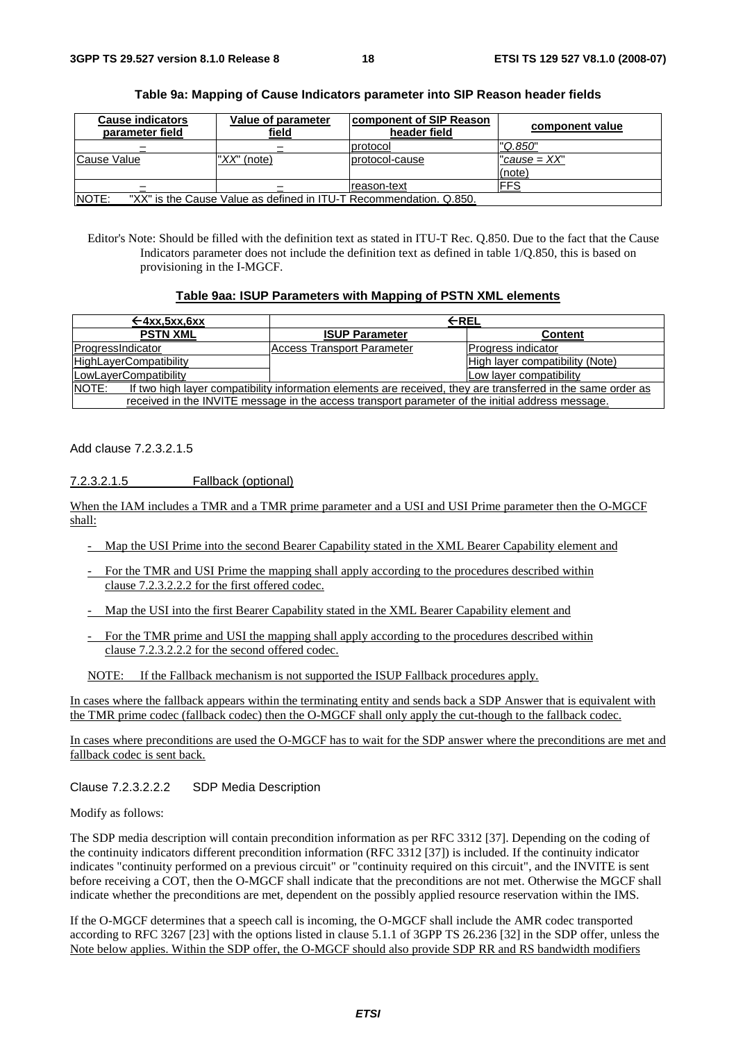**Table 9a: Mapping of Cause Indicators parameter into SIP Reason header fields**

| Cause indicators parameter field | Value of parameter field | component of SIP Reason header field | component value |
|---|---|---|---|
| – | – | protocol | "Q.850" |
| Cause Value | "XX" (note) | protocol-cause | "cause = XX" (note) |
| – | – | reason-text | FFS |
| NOTE: "XX" is the Cause Value as defined in ITU-T Recommendation. Q.850. | | | |

Editor's Note: Should be filled with the definition text as stated in ITU-T Rec. Q.850. Due to the fact that the Cause Indicators parameter does not include the definition text as defined in table 1/Q.850, this is based on provisioning in the I-MGCF.

**Table 9aa: ISUP Parameters with Mapping of PSTN XML elements**

| ←4xx,5xx,6xx | ←REL | |
|---|---|---|
| **PSTN XML** | **ISUP Parameter** | **Content** |
| ProgressIndicator | Access Transport Parameter | Progress indicator |
| HighLayerCompatibility | | High layer compatibility (Note) |
| LowLayerCompatibility | | Low layer compatibility |
| NOTE: If two high layer compatibility information elements are received, they are transferred in the same order as received in the INVITE message in the access transport parameter of the initial address message. | | |

Add clause 7.2.3.2.1.5

### 7.2.3.2.1.5 Fallback (optional)

When the IAM includes a TMR and a TMR prime parameter and a USI and USI Prime parameter then the O-MGCF shall:

- Map the USI Prime into the second Bearer Capability stated in the XML Bearer Capability element and
- For the TMR and USI Prime the mapping shall apply according to the procedures described within clause 7.2.3.2.2.2 for the first offered codec.
- Map the USI into the first Bearer Capability stated in the XML Bearer Capability element and
- For the TMR prime and USI the mapping shall apply according to the procedures described within clause 7.2.3.2.2.2 for the second offered codec.

NOTE: If the Fallback mechanism is not supported the ISUP Fallback procedures apply.

In cases where the fallback appears within the terminating entity and sends back a SDP Answer that is equivalent with the TMR prime codec (fallback codec) then the O-MGCF shall only apply the cut-though to the fallback codec.

In cases where preconditions are used the O-MGCF has to wait for the SDP answer where the preconditions are met and fallback codec is sent back.

Clause 7.2.3.2.2.2 SDP Media Description

Modify as follows:

The SDP media description will contain precondition information as per RFC 3312 [37]. Depending on the coding of the continuity indicators different precondition information (RFC 3312 [37]) is included. If the continuity indicator indicates "continuity performed on a previous circuit" or "continuity required on this circuit", and the INVITE is sent before receiving a COT, then the O-MGCF shall indicate that the preconditions are not met. Otherwise the MGCF shall indicate whether the preconditions are met, dependent on the possibly applied resource reservation within the IMS.

If the O-MGCF determines that a speech call is incoming, the O-MGCF shall include the AMR codec transported according to RFC 3267 [23] with the options listed in clause 5.1.1 of 3GPP TS 26.236 [32] in the SDP offer, unless the Note below applies. Within the SDP offer, the O-MGCF should also provide SDP RR and RS bandwidth modifiers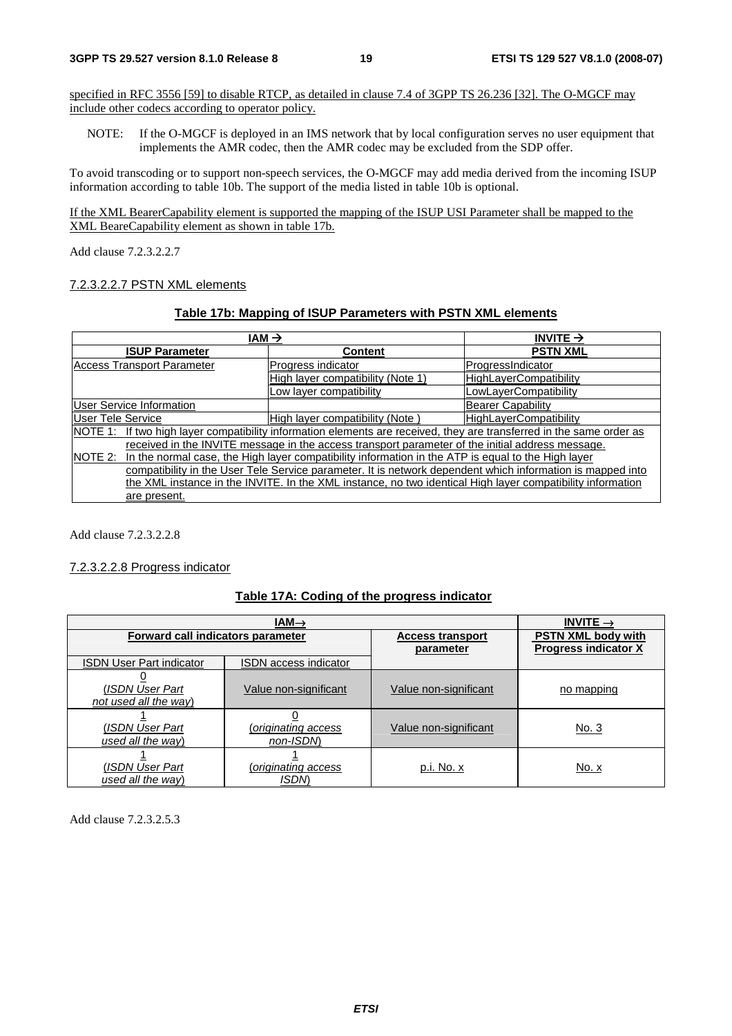specified in RFC 3556 [59] to disable RTCP, as detailed in clause 7.4 of 3GPP TS 26.236 [32]. The O-MGCF may include other codecs according to operator policy.

NOTE: If the O-MGCF is deployed in an IMS network that by local configuration serves no user equipment that implements the AMR codec, then the AMR codec may be excluded from the SDP offer.

To avoid transcoding or to support non-speech services, the O-MGCF may add media derived from the incoming ISUP information according to table 10b. The support of the media listed in table 10b is optional.

If the XML BearerCapability element is supported the mapping of the ISUP USI Parameter shall be mapped to the XML BeareCapability element as shown in table 17b.

Add clause 7.2.3.2.2.7

### 7.2.3.2.2.7 PSTN XML elements

**Table 17b: Mapping of ISUP Parameters with PSTN XML elements**

| IAM → | | INVITE → |
|---|---|---|
| **ISUP Parameter** | **Content** | **PSTN XML** |
| Access Transport Parameter | Progress indicator | ProgressIndicator |
| | High layer compatibility (Note 1) | HighLayerCompatibility |
| | Low layer compatibility | LowLayerCompatibility |
| User Service Information | | Bearer Capability |
| User Tele Service | High layer compatibility (Note ) | HighLayerCompatibility |
| NOTE 1: If two high layer compatibility information elements are received, they are transferred in the same order as received in the INVITE message in the access transport parameter of the initial address message. | | |
| NOTE 2: In the normal case, the High layer compatibility information in the ATP is equal to the High layer compatibility in the User Tele Service parameter. It is network dependent which information is mapped into the XML instance in the INVITE. In the XML instance, no two identical High layer compatibility information are present. | | |

Add clause 7.2.3.2.2.8

### 7.2.3.2.2.8 Progress indicator

**Table 17A: Coding of the progress indicator**

| IAM→ | | | INVITE → |
|---|---|---|---|
| **Forward call indicators parameter** | | **Access transport parameter** | **PSTN XML body with Progress indicator X** |
| ISDN User Part indicator | ISDN access indicator | | |
| 0<br>*(ISDN User Part not used all the way)* | Value non-significant | Value non-significant | no mapping |
| 1<br>*(ISDN User Part used all the way)* | 0<br>*(originating access non-ISDN)* | Value non-significant | No. 3 |
| 1<br>*(ISDN User Part used all the way)* | 1<br>*(originating access ISDN)* | p.i. No. x | No. x |

Add clause 7.2.3.2.5.3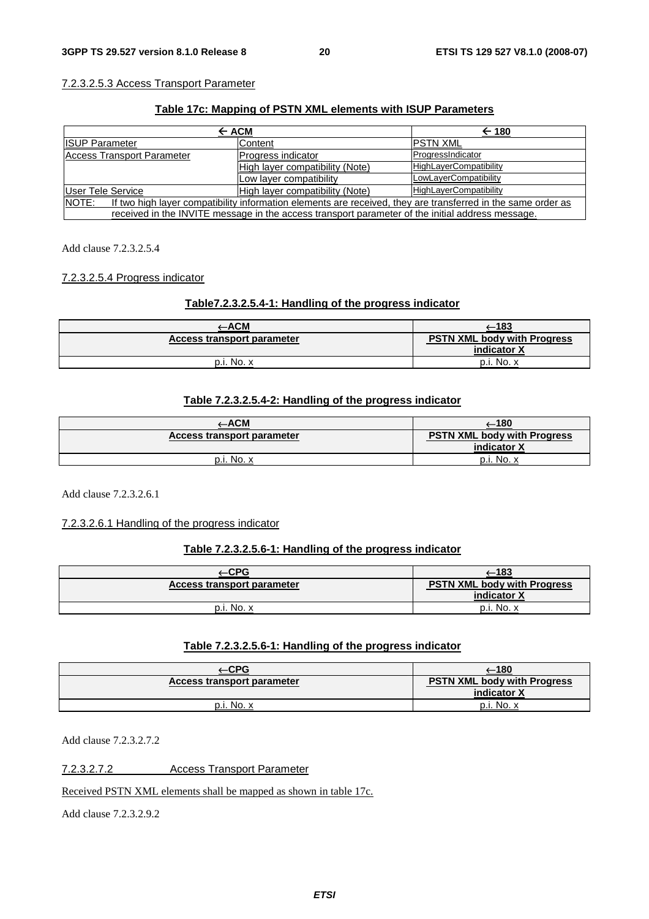7.2.3.2.5.3 Access Transport Parameter

**Table 17c: Mapping of PSTN XML elements with ISUP Parameters**

| ← ACM | | ← 180 |
|---|---|---|
| ISUP Parameter | Content | PSTN XML |
| Access Transport Parameter | Progress indicator | ProgressIndicator |
| | High layer compatibility (Note) | HighLayerCompatibility |
| | Low layer compatibility | LowLayerCompatibility |
| User Tele Service | High layer compatibility (Note) | HighLayerCompatibility |
| NOTE: If two high layer compatibility information elements are received, they are transferred in the same order as received in the INVITE message in the access transport parameter of the initial address message. | | |

Add clause 7.2.3.2.5.4

7.2.3.2.5.4 Progress indicator

**Table7.2.3.2.5.4-1: Handling of the progress indicator**

| ←ACM | ←183 |
|---|---|
| **Access transport parameter** | **PSTN XML body with Progress indicator X** |
| p.i. No. x | p.i. No. x |

**Table 7.2.3.2.5.4-2: Handling of the progress indicator**

| ←ACM | ←180 |
|---|---|
| **Access transport parameter** | **PSTN XML body with Progress indicator X** |
| p.i. No. x | p.i. No. x |

Add clause 7.2.3.2.6.1

7.2.3.2.6.1 Handling of the progress indicator

**Table 7.2.3.2.5.6-1: Handling of the progress indicator**

| ←CPG | ←183 |
|---|---|
| **Access transport parameter** | **PSTN XML body with Progress indicator X** |
| p.i. No. x | p.i. No. x |

**Table 7.2.3.2.5.6-1: Handling of the progress indicator**

| ←CPG | ←180 |
|---|---|
| **Access transport parameter** | **PSTN XML body with Progress indicator X** |
| p.i. No. x | p.i. No. x |

Add clause 7.2.3.2.7.2

7.2.3.2.7.2 Access Transport Parameter

Received PSTN XML elements shall be mapped as shown in table 17c.

Add clause 7.2.3.2.9.2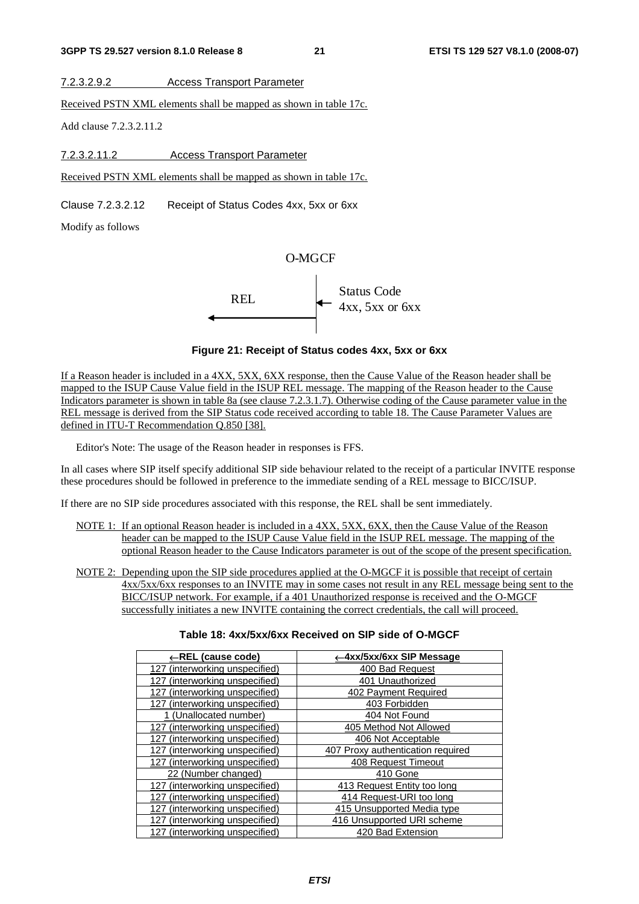7.2.3.2.9.2 Access Transport Parameter

Received PSTN XML elements shall be mapped as shown in table 17c.

Add clause 7.2.3.2.11.2

7.2.3.2.11.2 Access Transport Parameter

Received PSTN XML elements shall be mapped as shown in table 17c.

Clause 7.2.3.2.12 Receipt of Status Codes 4xx, 5xx or 6xx

Modify as follows

O-MGCF

REL ← | ← Status Code 4xx, 5xx or 6xx

**Figure 21: Receipt of Status codes 4xx, 5xx or 6xx**

If a Reason header is included in a 4XX, 5XX, 6XX response, then the Cause Value of the Reason header shall be mapped to the ISUP Cause Value field in the ISUP REL message. The mapping of the Reason header to the Cause Indicators parameter is shown in table 8a (see clause 7.2.3.1.7). Otherwise coding of the Cause parameter value in the REL message is derived from the SIP Status code received according to table 18. The Cause Parameter Values are defined in ITU-T Recommendation Q.850 [38].

Editor's Note: The usage of the Reason header in responses is FFS.

In all cases where SIP itself specify additional SIP side behaviour related to the receipt of a particular INVITE response these procedures should be followed in preference to the immediate sending of a REL message to BICC/ISUP.

If there are no SIP side procedures associated with this response, the REL shall be sent immediately.

NOTE 1: If an optional Reason header is included in a 4XX, 5XX, 6XX, then the Cause Value of the Reason header can be mapped to the ISUP Cause Value field in the ISUP REL message. The mapping of the optional Reason header to the Cause Indicators parameter is out of the scope of the present specification.

NOTE 2: Depending upon the SIP side procedures applied at the O-MGCF it is possible that receipt of certain 4xx/5xx/6xx responses to an INVITE may in some cases not result in any REL message being sent to the BICC/ISUP network. For example, if a 401 Unauthorized response is received and the O-MGCF successfully initiates a new INVITE containing the correct credentials, the call will proceed.

**Table 18: 4xx/5xx/6xx Received on SIP side of O-MGCF**

| ←REL (cause code) | ←4xx/5xx/6xx SIP Message |
|---|---|
| 127 (interworking unspecified) | 400 Bad Request |
| 127 (interworking unspecified) | 401 Unauthorized |
| 127 (interworking unspecified) | 402 Payment Required |
| 127 (interworking unspecified) | 403 Forbidden |
| 1 (Unallocated number) | 404 Not Found |
| 127 (interworking unspecified) | 405 Method Not Allowed |
| 127 (interworking unspecified) | 406 Not Acceptable |
| 127 (interworking unspecified) | 407 Proxy authentication required |
| 127 (interworking unspecified) | 408 Request Timeout |
| 22 (Number changed) | 410 Gone |
| 127 (interworking unspecified) | 413 Request Entity too long |
| 127 (interworking unspecified) | 414 Request-URI too long |
| 127 (interworking unspecified) | 415 Unsupported Media type |
| 127 (interworking unspecified) | 416 Unsupported URI scheme |
| 127 (interworking unspecified) | 420 Bad Extension |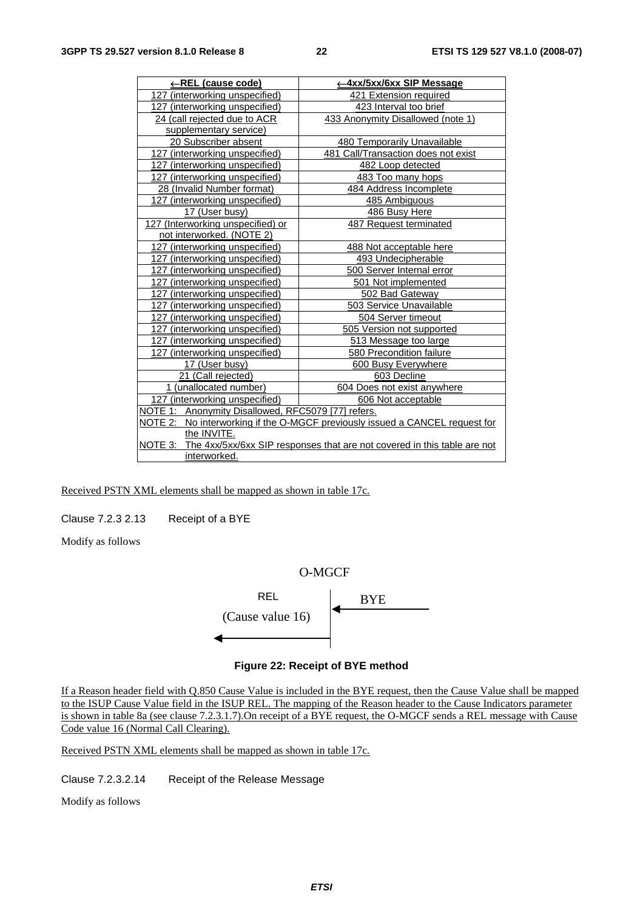| ←REL (cause code) | ←4xx/5xx/6xx SIP Message |
|---|---|
| 127 (interworking unspecified) | 421 Extension required |
| 127 (interworking unspecified) | 423 Interval too brief |
| 24 (call rejected due to ACR supplementary service) | 433 Anonymity Disallowed (note 1) |
| 20 Subscriber absent | 480 Temporarily Unavailable |
| 127 (interworking unspecified) | 481 Call/Transaction does not exist |
| 127 (interworking unspecified) | 482 Loop detected |
| 127 (interworking unspecified) | 483 Too many hops |
| 28 (Invalid Number format) | 484 Address Incomplete |
| 127 (interworking unspecified) | 485 Ambiguous |
| 17 (User busy) | 486 Busy Here |
| 127 (Interworking unspecified) or not interworked. (NOTE 2) | 487 Request terminated |
| 127 (interworking unspecified) | 488 Not acceptable here |
| 127 (interworking unspecified) | 493 Undecipherable |
| 127 (interworking unspecified) | 500 Server Internal error |
| 127 (interworking unspecified) | 501 Not implemented |
| 127 (interworking unspecified) | 502 Bad Gateway |
| 127 (interworking unspecified) | 503 Service Unavailable |
| 127 (interworking unspecified) | 504 Server timeout |
| 127 (interworking unspecified) | 505 Version not supported |
| 127 (interworking unspecified) | 513 Message too large |
| 127 (interworking unspecified) | 580 Precondition failure |
| 17 (User busy) | 600 Busy Everywhere |
| 21 (Call rejected) | 603 Decline |
| 1 (unallocated number) | 604 Does not exist anywhere |
| 127 (interworking unspecified) | 606 Not acceptable |
| NOTE 1: Anonymity Disallowed, RFC5079 [77] refers. | |
| NOTE 2: No interworking if the O-MGCF previously issued a CANCEL request for the INVITE. | |
| NOTE 3: The 4xx/5xx/6xx SIP responses that are not covered in this table are not interworked. | |

Received PSTN XML elements shall be mapped as shown in table 17c.

Clause 7.2.3 2.13 Receipt of a BYE

Modify as follows

O-MGCF

REL (Cause value 16) ← | ← BYE

**Figure 22: Receipt of BYE method**

If a Reason header field with Q.850 Cause Value is included in the BYE request, then the Cause Value shall be mapped to the ISUP Cause Value field in the ISUP REL. The mapping of the Reason header to the Cause Indicators parameter is shown in table 8a (see clause 7.2.3.1.7).On receipt of a BYE request, the O-MGCF sends a REL message with Cause Code value 16 (Normal Call Clearing).

Received PSTN XML elements shall be mapped as shown in table 17c.

Clause 7.2.3.2.14 Receipt of the Release Message

Modify as follows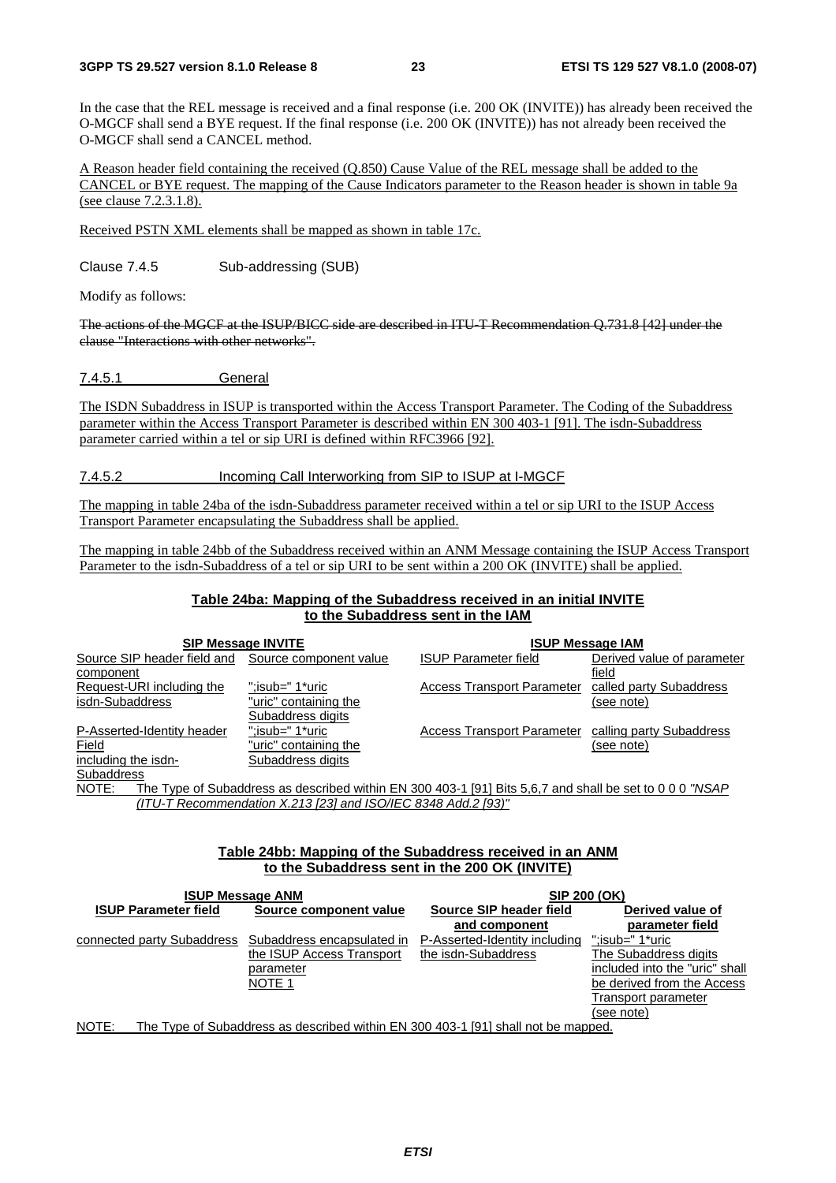In the case that the REL message is received and a final response (i.e. 200 OK (INVITE)) has already been received the O-MGCF shall send a BYE request. If the final response (i.e. 200 OK (INVITE)) has not already been received the O-MGCF shall send a CANCEL method.

A Reason header field containing the received (Q.850) Cause Value of the REL message shall be added to the CANCEL or BYE request. The mapping of the Cause Indicators parameter to the Reason header is shown in table 9a (see clause 7.2.3.1.8).

Received PSTN XML elements shall be mapped as shown in table 17c.

Clause 7.4.5 Sub-addressing (SUB)

Modify as follows:

~~The actions of the MGCF at the ISUP/BICC side are described in ITU-T Recommendation Q.731.8 [42] under the clause "Interactions with other networks".~~

### 7.4.5.1 General

The ISDN Subaddress in ISUP is transported within the Access Transport Parameter. The Coding of the Subaddress parameter within the Access Transport Parameter is described within EN 300 403-1 [91]. The isdn-Subaddress parameter carried within a tel or sip URI is defined within RFC3966 [92].

### 7.4.5.2 Incoming Call Interworking from SIP to ISUP at I-MGCF

The mapping in table 24ba of the isdn-Subaddress parameter received within a tel or sip URI to the ISUP Access Transport Parameter encapsulating the Subaddress shall be applied.

The mapping in table 24bb of the Subaddress received within an ANM Message containing the ISUP Access Transport Parameter to the isdn-Subaddress of a tel or sip URI to be sent within a 200 OK (INVITE) shall be applied.

**Table 24ba: Mapping of the Subaddress received in an initial INVITE to the Subaddress sent in the IAM**

| SIP Message INVITE | | ISUP Message IAM | |
|---|---|---|---|
| Source SIP header field and component | Source component value | ISUP Parameter field | Derived value of parameter field |
| Request-URI including the isdn-Subaddress | ";isub=" 1*uric "uric" containing the Subaddress digits | Access Transport Parameter | called party Subaddress (see note) |
| P-Asserted-Identity header Field including the isdn-Subaddress | ";isub=" 1*uric "uric" containing the Subaddress digits | Access Transport Parameter | calling party Subaddress (see note) |

NOTE: The Type of Subaddress as described within EN 300 403-1 [91] Bits 5,6,7 and shall be set to 0 0 0 *"NSAP (ITU-T Recommendation X.213 [23] and ISO/IEC 8348 Add.2 [93)"*

**Table 24bb: Mapping of the Subaddress received in an ANM to the Subaddress sent in the 200 OK (INVITE)**

| ISUP Message ANM | | SIP 200 (OK) | |
|---|---|---|---|
| **ISUP Parameter field** | **Source component value** | **Source SIP header field and component** | **Derived value of parameter field** |
| connected party Subaddress | Subaddress encapsulated in the ISUP Access Transport parameter NOTE 1 | P-Asserted-Identity including the isdn-Subaddress | ";isub=" 1*uric The Subaddress digits included into the "uric" shall be derived from the Access Transport parameter (see note) |

NOTE: The Type of Subaddress as described within EN 300 403-1 [91] shall not be mapped.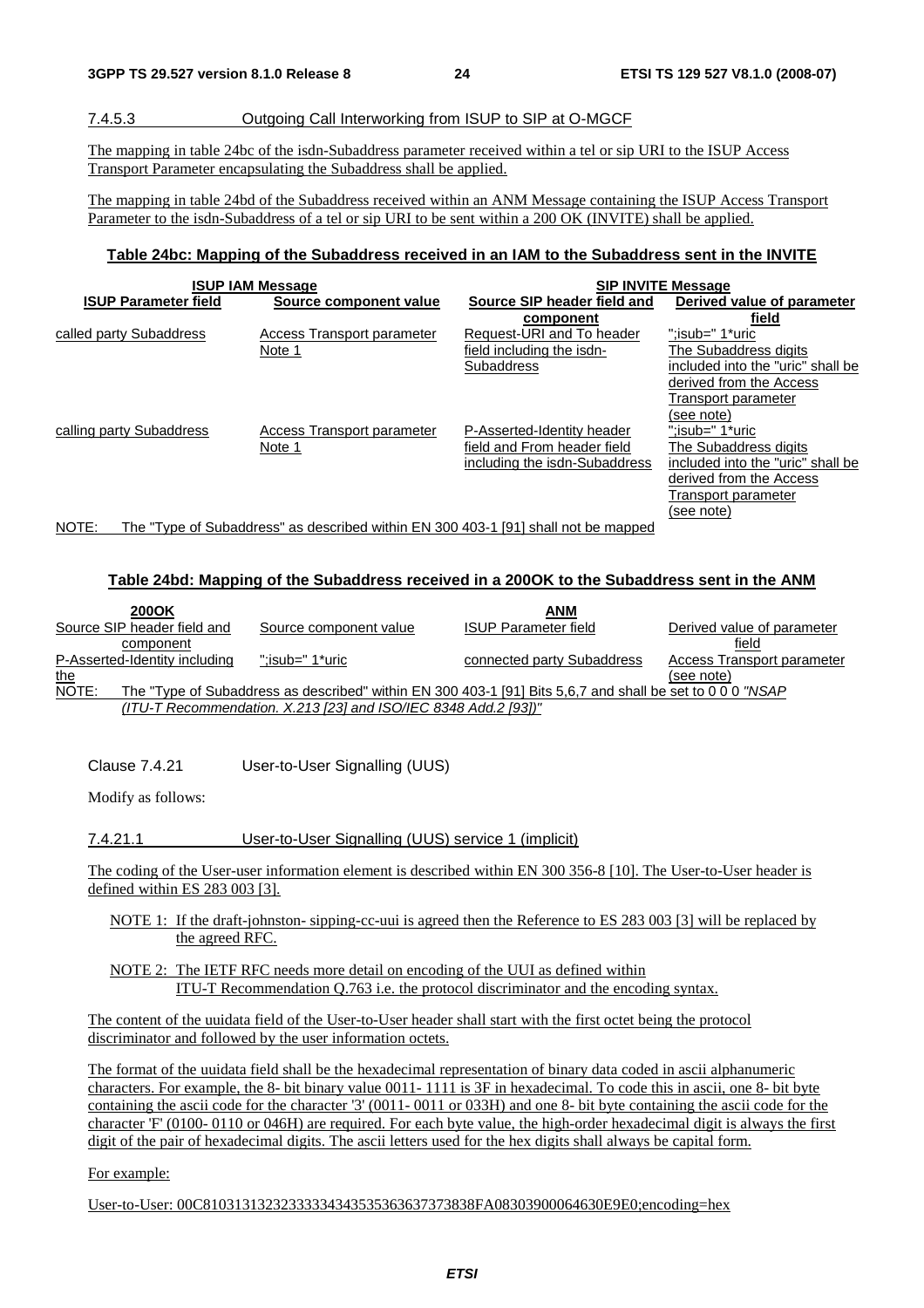#### 7.4.5.3 Outgoing Call Interworking from ISUP to SIP at O-MGCF

The mapping in table 24bc of the isdn-Subaddress parameter received within a tel or sip URI to the ISUP Access Transport Parameter encapsulating the Subaddress shall be applied.

The mapping in table 24bd of the Subaddress received within an ANM Message containing the ISUP Access Transport Parameter to the isdn-Subaddress of a tel or sip URI to be sent within a 200 OK (INVITE) shall be applied.

**Table 24bc: Mapping of the Subaddress received in an IAM to the Subaddress sent in the INVITE**

| ISUP IAM Message | | SIP INVITE Message | |
|---|---|---|---|
| **ISUP Parameter field** | **Source component value** | **Source SIP header field and component** | **Derived value of parameter field** |
| called party Subaddress | Access Transport parameter Note 1 | Request-URI and To header field including the isdn-Subaddress | ";isub=" 1*uric The Subaddress digits included into the "uric" shall be derived from the Access Transport parameter (see note) |
| calling party Subaddress | Access Transport parameter Note 1 | P-Asserted-Identity header field and From header field including the isdn-Subaddress | ";isub=" 1*uric The Subaddress digits included into the "uric" shall be derived from the Access Transport parameter (see note) |

NOTE: The "Type of Subaddress" as described within EN 300 403-1 [91] shall not be mapped

**Table 24bd: Mapping of the Subaddress received in a 200OK to the Subaddress sent in the ANM**

| 200OK | | ANM | |
|---|---|---|---|
| Source SIP header field and component | Source component value | ISUP Parameter field | Derived value of parameter field |
| P-Asserted-Identity including the | ";isub=" 1*uric | connected party Subaddress | Access Transport parameter (see note) |

NOTE: The "Type of Subaddress as described" within EN 300 403-1 [91] Bits 5,6,7 and shall be set to 0 0 0 *"NSAP (ITU-T Recommendation. X.213 [23] and ISO/IEC 8348 Add.2 [93])"*

Clause 7.4.21 User-to-User Signalling (UUS)

Modify as follows:

#### 7.4.21.1 User-to-User Signalling (UUS) service 1 (implicit)

The coding of the User-user information element is described within EN 300 356-8 [10]. The User-to-User header is defined within ES 283 003 [3].

NOTE 1: If the draft-johnston- sipping-cc-uui is agreed then the Reference to ES 283 003 [3] will be replaced by the agreed RFC.

NOTE 2: The IETF RFC needs more detail on encoding of the UUI as defined within ITU-T Recommendation Q.763 i.e. the protocol discriminator and the encoding syntax.

The content of the uuidata field of the User-to-User header shall start with the first octet being the protocol discriminator and followed by the user information octets.

The format of the uuidata field shall be the hexadecimal representation of binary data coded in ascii alphanumeric characters. For example, the 8- bit binary value 0011- 1111 is 3F in hexadecimal. To code this in ascii, one 8- bit byte containing the ascii code for the character '3' (0011- 0011 or 033H) and one 8- bit byte containing the ascii code for the character 'F' (0100- 0110 or 046H) are required. For each byte value, the high-order hexadecimal digit is always the first digit of the pair of hexadecimal digits. The ascii letters used for the hex digits shall always be capital form.

For example:

User-to-User: 00C8103131323233333434353536363737383 8FA08303900064630E9E0;encoding=hex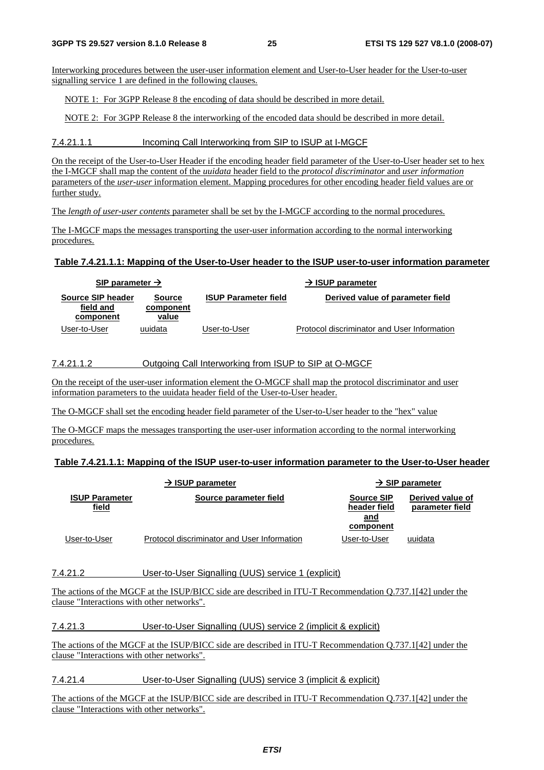Interworking procedures between the user-user information element and User-to-User header for the User-to-user signalling service 1 are defined in the following clauses.

NOTE 1: For 3GPP Release 8 the encoding of data should be described in more detail.

NOTE 2: For 3GPP Release 8 the interworking of the encoded data should be described in more detail.

#### 7.4.21.1.1 Incoming Call Interworking from SIP to ISUP at I-MGCF

On the receipt of the User-to-User Header if the encoding header field parameter of the User-to-User header set to hex the I-MGCF shall map the content of the *uuidata* header field to the *protocol discriminator* and *user information* parameters of the *user-user* information element. Mapping procedures for other encoding header field values are or further study.

The *length of user-user contents* parameter shall be set by the I-MGCF according to the normal procedures.

The I-MGCF maps the messages transporting the user-user information according to the normal interworking procedures.

**Table 7.4.21.1.1: Mapping of the User-to-User header to the ISUP user-to-user information parameter**

| SIP parameter → | | → ISUP parameter | |
|---|---|---|---|
| **Source SIP header field and component** | **Source component value** | **ISUP Parameter field** | **Derived value of parameter field** |
| User-to-User | uuidata | User-to-User | Protocol discriminator and User Information |

#### 7.4.21.1.2 Outgoing Call Interworking from ISUP to SIP at O-MGCF

On the receipt of the user-user information element the O-MGCF shall map the protocol discriminator and user information parameters to the uuidata header field of the User-to-User header.

The O-MGCF shall set the encoding header field parameter of the User-to-User header to the "hex" value

The O-MGCF maps the messages transporting the user-user information according to the normal interworking procedures.

**Table 7.4.21.1.1: Mapping of the ISUP user-to-user information parameter to the User-to-User header**

| → ISUP parameter | | → SIP parameter | |
|---|---|---|---|
| **ISUP Parameter field** | **Source parameter field** | **Source SIP header field and component** | **Derived value of parameter field** |
| User-to-User | Protocol discriminator and User Information | User-to-User | uuidata |

### 7.4.21.2 User-to-User Signalling (UUS) service 1 (explicit)

The actions of the MGCF at the ISUP/BICC side are described in ITU-T Recommendation Q.737.1[42] under the clause "Interactions with other networks".

### 7.4.21.3 User-to-User Signalling (UUS) service 2 (implicit & explicit)

The actions of the MGCF at the ISUP/BICC side are described in ITU-T Recommendation Q.737.1[42] under the clause "Interactions with other networks".

### 7.4.21.4 User-to-User Signalling (UUS) service 3 (implicit & explicit)

The actions of the MGCF at the ISUP/BICC side are described in ITU-T Recommendation Q.737.1[42] under the clause "Interactions with other networks".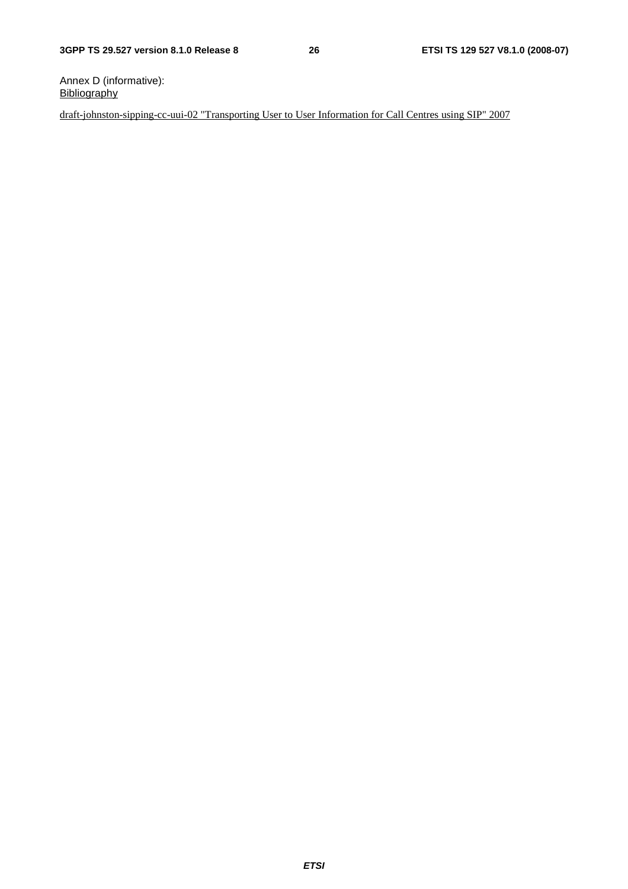# Annex D (informative): Bibliography

draft-johnston-sipping-cc-uui-02 "Transporting User to User Information for Call Centres using SIP" 2007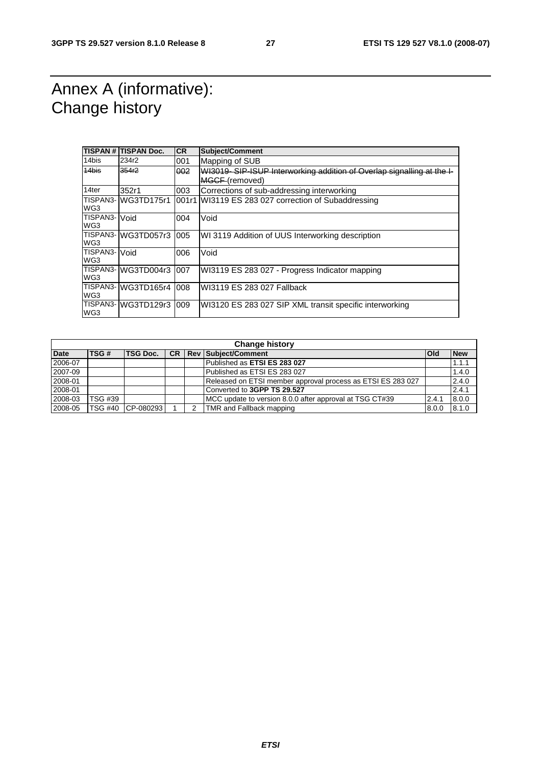# Annex A (informative): Change history

| TISPAN # | TISPAN Doc. | CR | Subject/Comment |
|---|---|---|---|
| 14bis | 234r2 | 001 | Mapping of SUB |
| ~~14bis~~ | ~~354r2~~ | ~~002~~ | ~~WI3019- SIP-ISUP Interworking addition of Overlap signalling at the I-MGCF~~ (removed) |
| 14ter | 352r1 | 003 | Corrections of sub-addressing interworking |
| TISPAN3-WG3 | WG3TD175r1 | 001r1 | WI3119 ES 283 027 correction of Subaddressing |
| TISPAN3-WG3 | Void | 004 | Void |
| TISPAN3-WG3 | WG3TD057r3 | 005 | WI 3119 Addition of UUS Interworking description |
| TISPAN3-WG3 | Void | 006 | Void |
| TISPAN3-WG3 | WG3TD004r3 | 007 | WI3119 ES 283 027 - Progress Indicator mapping |
| TISPAN3-WG3 | WG3TD165r4 | 008 | WI3119 ES 283 027 Fallback |
| TISPAN3-WG3 | WG3TD129r3 | 009 | WI3120 ES 283 027 SIP XML transit specific interworking |

| Change history | | | | | | | |
|---|---|---|---|---|---|---|---|
| **Date** | **TSG #** | **TSG Doc.** | **CR** | **Rev** | **Subject/Comment** | **Old** | **New** |
| 2006-07 | | | | | Published as **ETSI ES 283 027** | | 1.1.1 |
| 2007-09 | | | | | Published as ETSI ES 283 027 | | 1.4.0 |
| 2008-01 | | | | | Released on ETSI member approval process as ETSI ES 283 027 | | 2.4.0 |
| 2008-01 | | | | | Converted to **3GPP TS 29.527** | | 2.4.1 |
| 2008-03 | TSG #39 | | | | MCC update to version 8.0.0 after approval at TSG CT#39 | 2.4.1 | 8.0.0 |
| 2008-05 | TSG #40 | CP-080293 | 1 | 2 | TMR and Fallback mapping | 8.0.0 | 8.1.0 |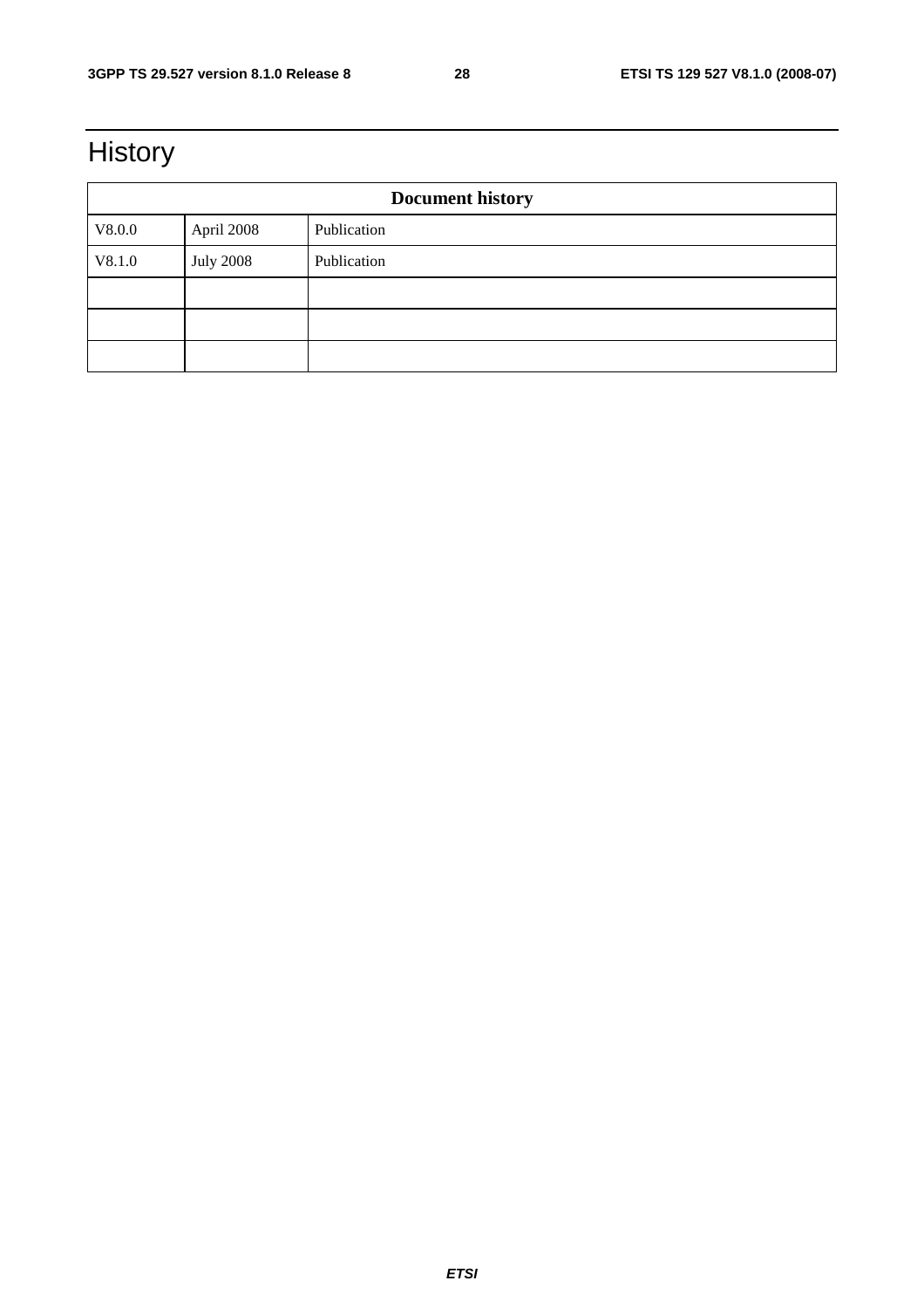# History

| Document history | | |
|---|---|---|
| V8.0.0 | April 2008 | Publication |
| V8.1.0 | July 2008 | Publication |
| | | |
| | | |
| | | |